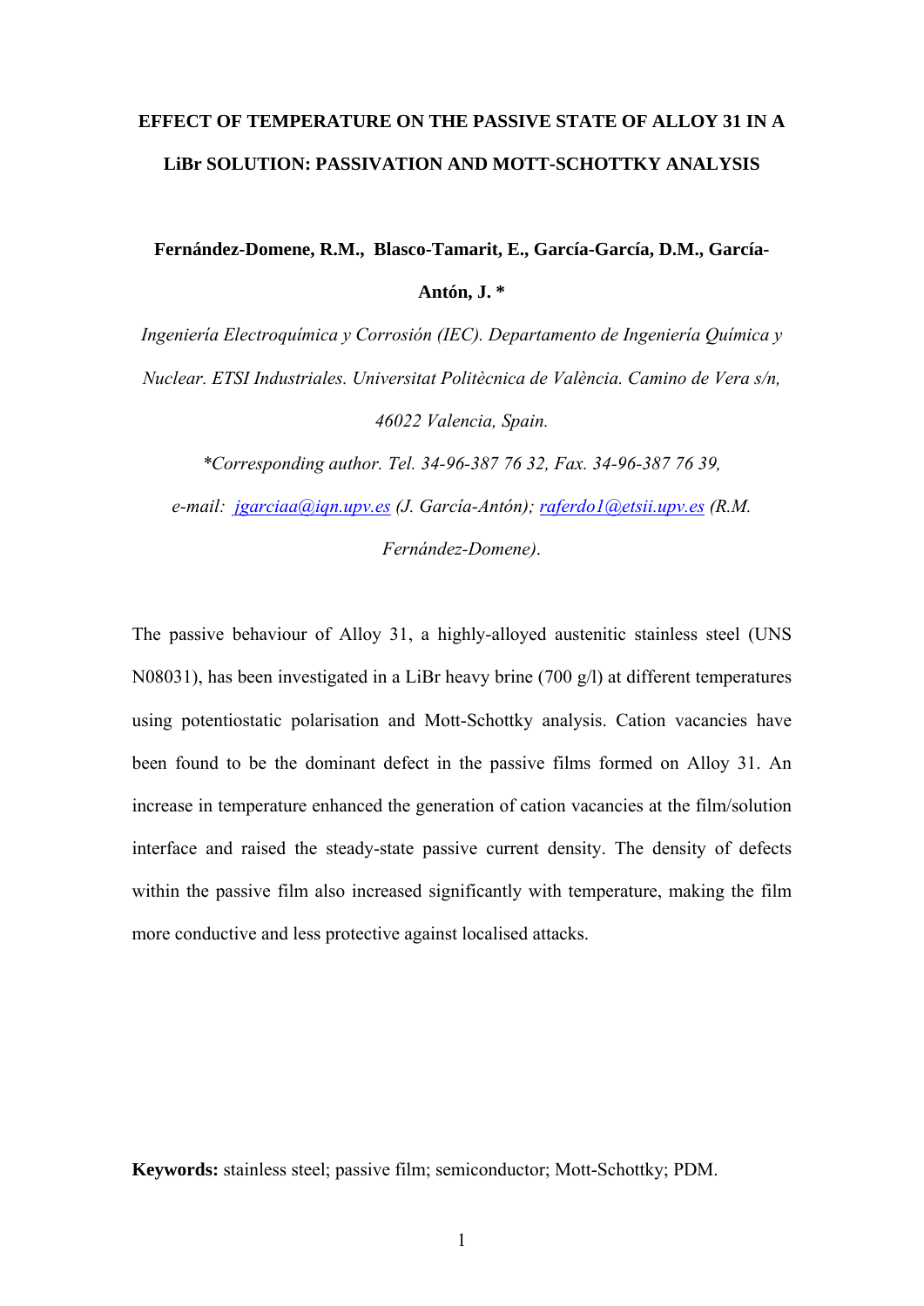# EFFECT OF TEMPERATURE ON THE PASSIVE STATE OF ALLOY 31 IN A LiBr SOLUTION: PASSIVATION AND MOTT-SCHOTTKY ANALYSIS

**Fernández-Domene, R.M., Blasco-Tamarit, E., García-García, D.M., García-Antón, J. \***

*Ingeniería Electroquímica y Corrosión (IEC). Departamento de Ingeniería Química y Nuclear. ETSI Industriales. Universitat Politècnica de València. Camino de Vera s/n, 46022 Valencia, Spain.*

*\*Corresponding author. Tel. 34-96-387 76 32, Fax. 34-96-387 76 39, e-mail: jgarciaa@iqn.upv.es (J. García-Antón); raferdo1@etsii.upv.es (R.M. Fernández-Domene).*

The passive behaviour of Alloy 31, a highly-alloyed austenitic stainless steel (UNS N08031), has been investigated in a LiBr heavy brine (700 g/l) at different temperatures using potentiostatic polarisation and Mott-Schottky analysis. Cation vacancies have been found to be the dominant defect in the passive films formed on Alloy 31. An increase in temperature enhanced the generation of cation vacancies at the film/solution interface and raised the steady-state passive current density. The density of defects within the passive film also increased significantly with temperature, making the film more conductive and less protective against localised attacks.

**Keywords:** stainless steel; passive film; semiconductor; Mott-Schottky; PDM.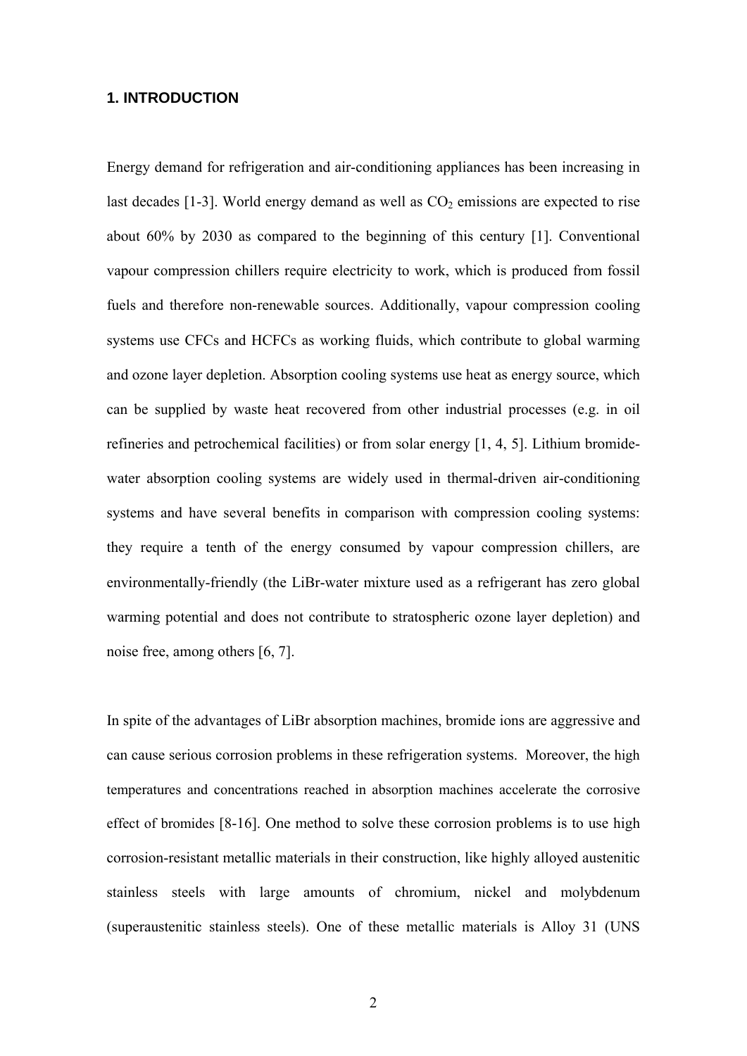## 1. INTRODUCTION

Energy demand for refrigeration and air-conditioning appliances has been increasing in last decades [1-3]. World energy demand as well as $CO_2$ emissions are expected to rise about 60% by 2030 as compared to the beginning of this century [1]. Conventional vapour compression chillers require electricity to work, which is produced from fossil fuels and therefore non-renewable sources. Additionally, vapour compression cooling systems use CFCs and HCFCs as working fluids, which contribute to global warming and ozone layer depletion. Absorption cooling systems use heat as energy source, which can be supplied by waste heat recovered from other industrial processes (e.g. in oil refineries and petrochemical facilities) or from solar energy [1, 4, 5]. Lithium bromide-water absorption cooling systems are widely used in thermal-driven air-conditioning systems and have several benefits in comparison with compression cooling systems: they require a tenth of the energy consumed by vapour compression chillers, are environmentally-friendly (the LiBr-water mixture used as a refrigerant has zero global warming potential and does not contribute to stratospheric ozone layer depletion) and noise free, among others [6, 7].

In spite of the advantages of LiBr absorption machines, bromide ions are aggressive and can cause serious corrosion problems in these refrigeration systems. Moreover, the high temperatures and concentrations reached in absorption machines accelerate the corrosive effect of bromides [8-16]. One method to solve these corrosion problems is to use high corrosion-resistant metallic materials in their construction, like highly alloyed austenitic stainless steels with large amounts of chromium, nickel and molybdenum (superaustenitic stainless steels). One of these metallic materials is Alloy 31 (UNS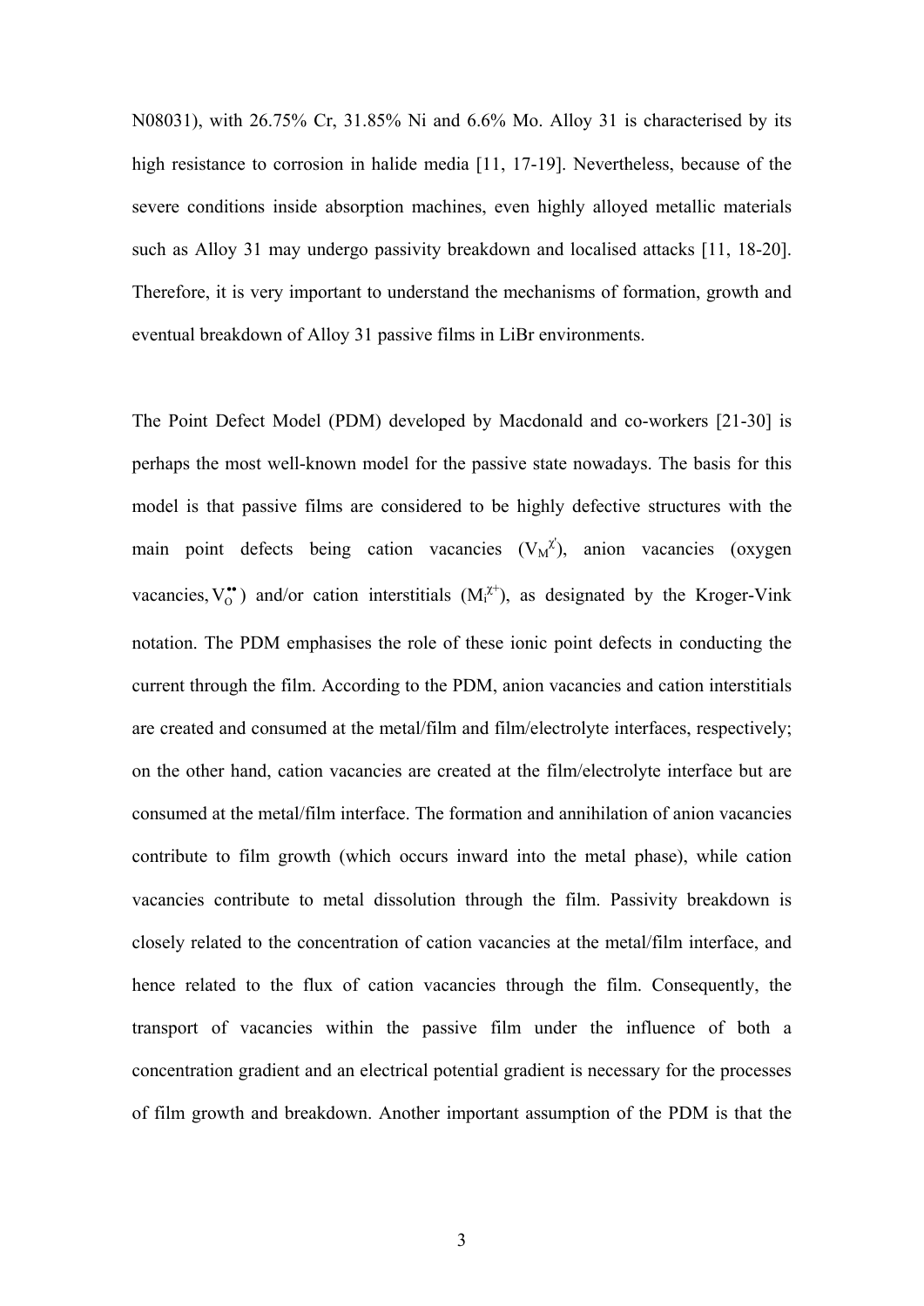N08031), with 26.75% Cr, 31.85% Ni and 6.6% Mo. Alloy 31 is characterised by its high resistance to corrosion in halide media [11, 17-19]. Nevertheless, because of the severe conditions inside absorption machines, even highly alloyed metallic materials such as Alloy 31 may undergo passivity breakdown and localised attacks [11, 18-20]. Therefore, it is very important to understand the mechanisms of formation, growth and eventual breakdown of Alloy 31 passive films in LiBr environments.

The Point Defect Model (PDM) developed by Macdonald and co-workers [21-30] is perhaps the most well-known model for the passive state nowadays. The basis for this model is that passive films are considered to be highly defective structures with the main point defects being cation vacancies ($V_M^{\chi'}$), anion vacancies (oxygen vacancies, $V_O^{\bullet\bullet}$) and/or cation interstitials ($M_i^{\chi+}$), as designated by the Kroger-Vink notation. The PDM emphasises the role of these ionic point defects in conducting the current through the film. According to the PDM, anion vacancies and cation interstitials are created and consumed at the metal/film and film/electrolyte interfaces, respectively; on the other hand, cation vacancies are created at the film/electrolyte interface but are consumed at the metal/film interface. The formation and annihilation of anion vacancies contribute to film growth (which occurs inward into the metal phase), while cation vacancies contribute to metal dissolution through the film. Passivity breakdown is closely related to the concentration of cation vacancies at the metal/film interface, and hence related to the flux of cation vacancies through the film. Consequently, the transport of vacancies within the passive film under the influence of both a concentration gradient and an electrical potential gradient is necessary for the processes of film growth and breakdown. Another important assumption of the PDM is that the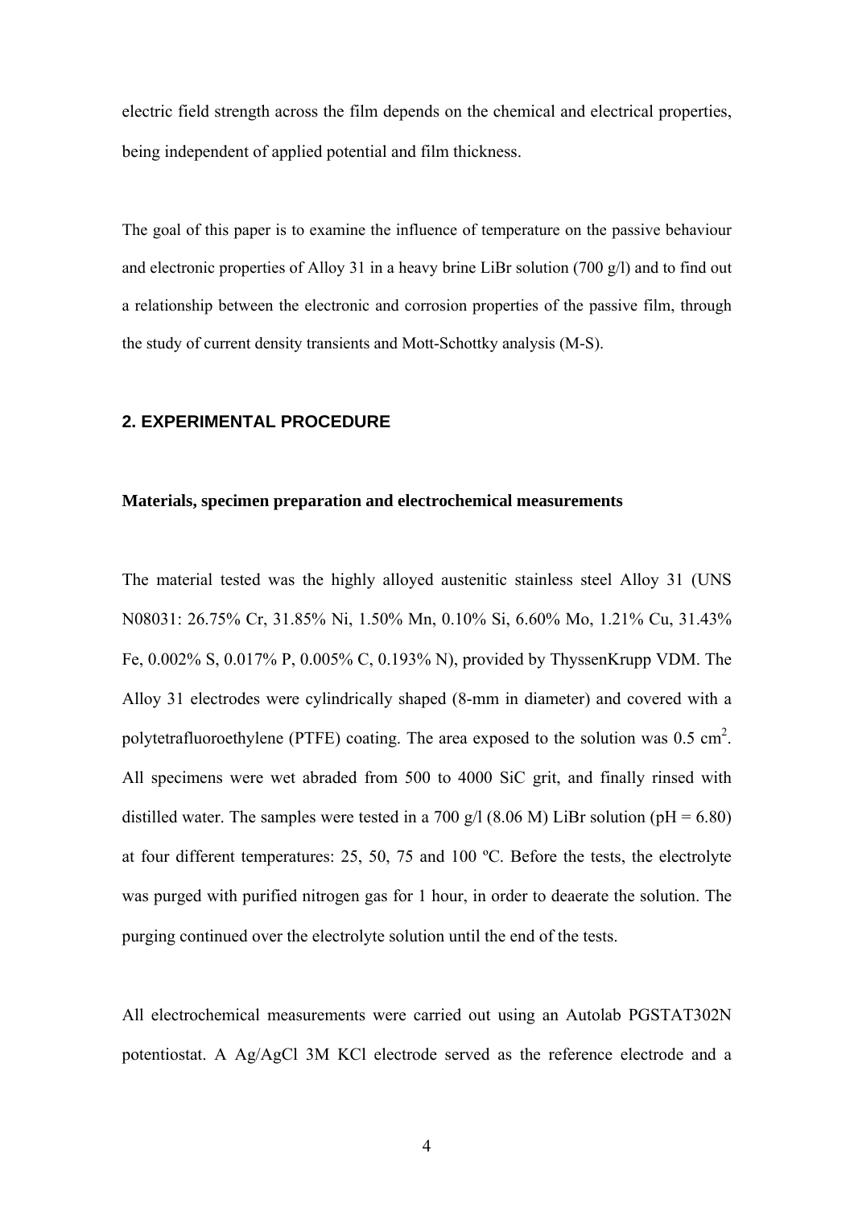electric field strength across the film depends on the chemical and electrical properties, being independent of applied potential and film thickness.

The goal of this paper is to examine the influence of temperature on the passive behaviour and electronic properties of Alloy 31 in a heavy brine LiBr solution (700 g/l) and to find out a relationship between the electronic and corrosion properties of the passive film, through the study of current density transients and Mott-Schottky analysis (M-S).

## 2. EXPERIMENTAL PROCEDURE

### Materials, specimen preparation and electrochemical measurements

The material tested was the highly alloyed austenitic stainless steel Alloy 31 (UNS N08031: 26.75% Cr, 31.85% Ni, 1.50% Mn, 0.10% Si, 6.60% Mo, 1.21% Cu, 31.43% Fe, 0.002% S, 0.017% P, 0.005% C, 0.193% N), provided by ThyssenKrupp VDM. The Alloy 31 electrodes were cylindrically shaped (8-mm in diameter) and covered with a polytetrafluoroethylene (PTFE) coating. The area exposed to the solution was 0.5 $cm^2$. All specimens were wet abraded from 500 to 4000 SiC grit, and finally rinsed with distilled water. The samples were tested in a 700 g/l (8.06 M) LiBr solution (pH = 6.80) at four different temperatures: 25, 50, 75 and 100 ºC. Before the tests, the electrolyte was purged with purified nitrogen gas for 1 hour, in order to deaerate the solution. The purging continued over the electrolyte solution until the end of the tests.

All electrochemical measurements were carried out using an Autolab PGSTAT302N potentiostat. A Ag/AgCl 3M KCl electrode served as the reference electrode and a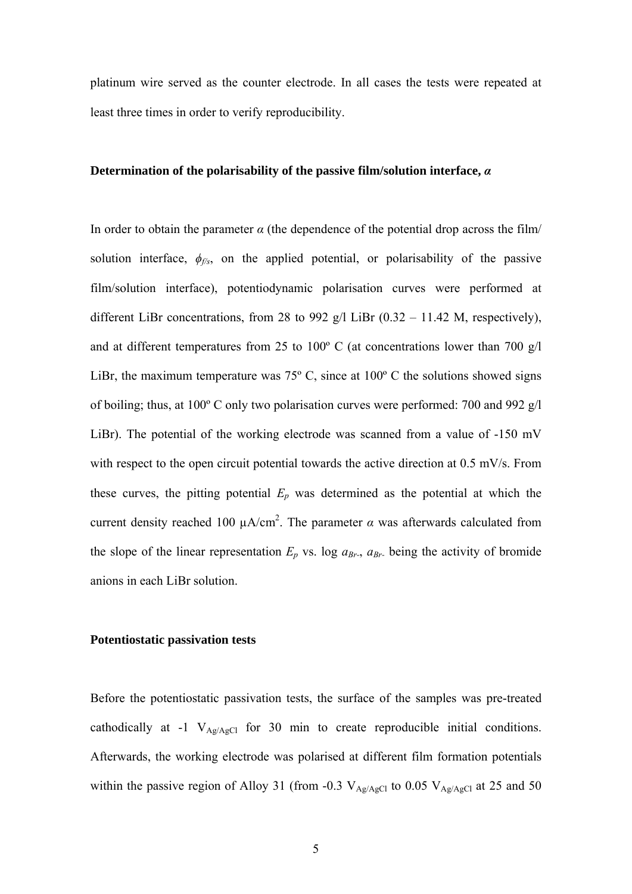platinum wire served as the counter electrode. In all cases the tests were repeated at least three times in order to verify reproducibility.

**Determination of the polarisability of the passive film/solution interface, *α***

In order to obtain the parameter $\alpha$ (the dependence of the potential drop across the film/ solution interface, $\phi_{f/s}$, on the applied potential, or polarisability of the passive film/solution interface), potentiodynamic polarisation curves were performed at different LiBr concentrations, from 28 to 992 g/l LiBr (0.32 – 11.42 M, respectively), and at different temperatures from 25 to 100º C (at concentrations lower than 700 g/l LiBr, the maximum temperature was 75º C, since at 100º C the solutions showed signs of boiling; thus, at 100º C only two polarisation curves were performed: 700 and 992 g/l LiBr). The potential of the working electrode was scanned from a value of -150 mV with respect to the open circuit potential towards the active direction at 0.5 mV/s. From these curves, the pitting potential $E_p$ was determined as the potential at which the current density reached 100 μA/cm$^2$. The parameter $\alpha$ was afterwards calculated from the slope of the linear representation $E_p$ vs. log $a_{Br-}$, $a_{Br-}$ being the activity of bromide anions in each LiBr solution.

**Potentiostatic passivation tests**

Before the potentiostatic passivation tests, the surface of the samples was pre-treated cathodically at -1 $V_{Ag/AgCl}$ for 30 min to create reproducible initial conditions. Afterwards, the working electrode was polarised at different film formation potentials within the passive region of Alloy 31 (from -0.3 $V_{Ag/AgCl}$ to 0.05 $V_{Ag/AgCl}$ at 25 and 50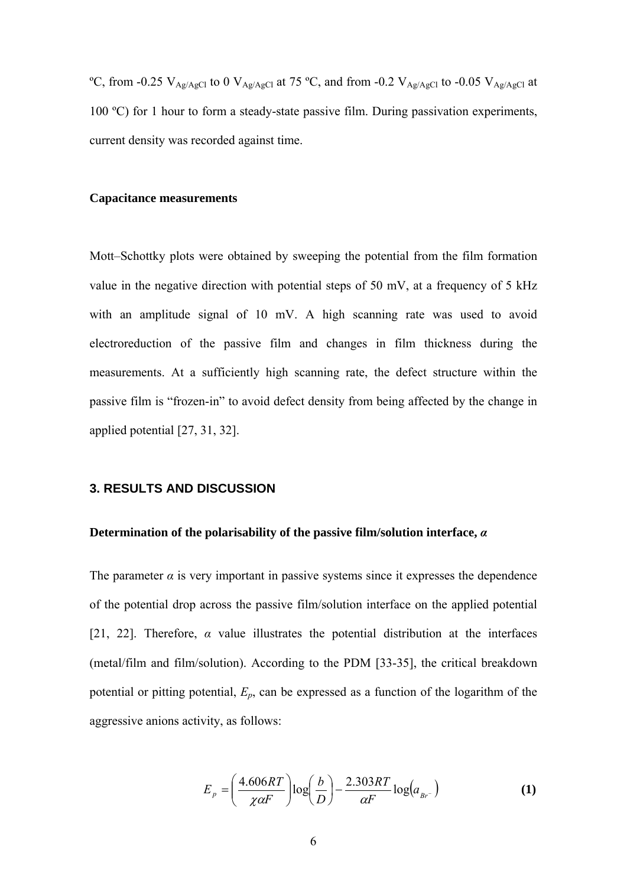ºC, from -0.25 $V_{Ag/AgCl}$ to 0 $V_{Ag/AgCl}$ at 75 ºC, and from -0.2 $V_{Ag/AgCl}$ to -0.05 $V_{Ag/AgCl}$ at 100 ºC) for 1 hour to form a steady-state passive film. During passivation experiments, current density was recorded against time.

**Capacitance measurements**

Mott–Schottky plots were obtained by sweeping the potential from the film formation value in the negative direction with potential steps of 50 mV, at a frequency of 5 kHz with an amplitude signal of 10 mV. A high scanning rate was used to avoid electroreduction of the passive film and changes in film thickness during the measurements. At a sufficiently high scanning rate, the defect structure within the passive film is "frozen-in" to avoid defect density from being affected by the change in applied potential [27, 31, 32].

## 3. RESULTS AND DISCUSSION

**Determination of the polarisability of the passive film/solution interface, *α***

The parameter $\alpha$ is very important in passive systems since it expresses the dependence of the potential drop across the passive film/solution interface on the applied potential [21, 22]. Therefore, $\alpha$ value illustrates the potential distribution at the interfaces (metal/film and film/solution). According to the PDM [33-35], the critical breakdown potential or pitting potential, $E_p$, can be expressed as a function of the logarithm of the aggressive anions activity, as follows:

$$E_p = \left(\frac{4.606RT}{\chi \alpha F}\right)\log\left(\frac{b}{D}\right) - \frac{2.303RT}{\alpha F}\log\left(a_{Br^-}\right) \quad \textbf{(1)}$$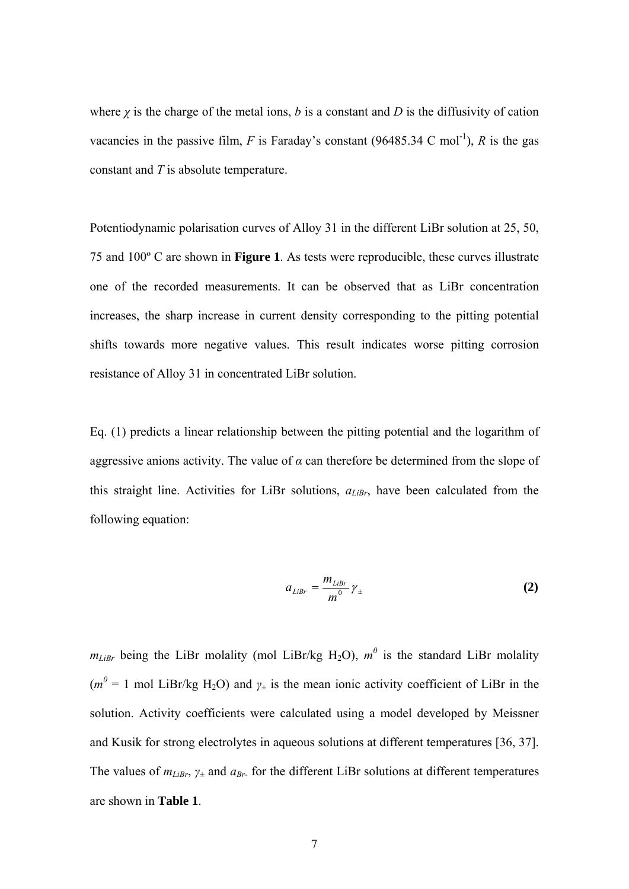where $\chi$ is the charge of the metal ions, $b$ is a constant and $D$ is the diffusivity of cation vacancies in the passive film, $F$ is Faraday's constant (96485.34 C mol$^{-1}$), $R$ is the gas constant and $T$ is absolute temperature.

Potentiodynamic polarisation curves of Alloy 31 in the different LiBr solution at 25, 50, 75 and 100º C are shown in **Figure 1**. As tests were reproducible, these curves illustrate one of the recorded measurements. It can be observed that as LiBr concentration increases, the sharp increase in current density corresponding to the pitting potential shifts towards more negative values. This result indicates worse pitting corrosion resistance of Alloy 31 in concentrated LiBr solution.

Eq. (1) predicts a linear relationship between the pitting potential and the logarithm of aggressive anions activity. The value of $\alpha$ can therefore be determined from the slope of this straight line. Activities for LiBr solutions, $a_{LiBr}$, have been calculated from the following equation:

$$a_{LiBr} = \frac{m_{LiBr}}{m^0}\gamma_{\pm} \quad \textbf{(2)}$$

$m_{LiBr}$ being the LiBr molality (mol LiBr/kg $H_2O$), $m^0$ is the standard LiBr molality ($m^0$ = 1 mol LiBr/kg $H_2O$) and $\gamma_{\pm}$ is the mean ionic activity coefficient of LiBr in the solution. Activity coefficients were calculated using a model developed by Meissner and Kusik for strong electrolytes in aqueous solutions at different temperatures [36, 37]. The values of $m_{LiBr}$, $\gamma_{\pm}$ and $a_{Br-}$ for the different LiBr solutions at different temperatures are shown in **Table 1**.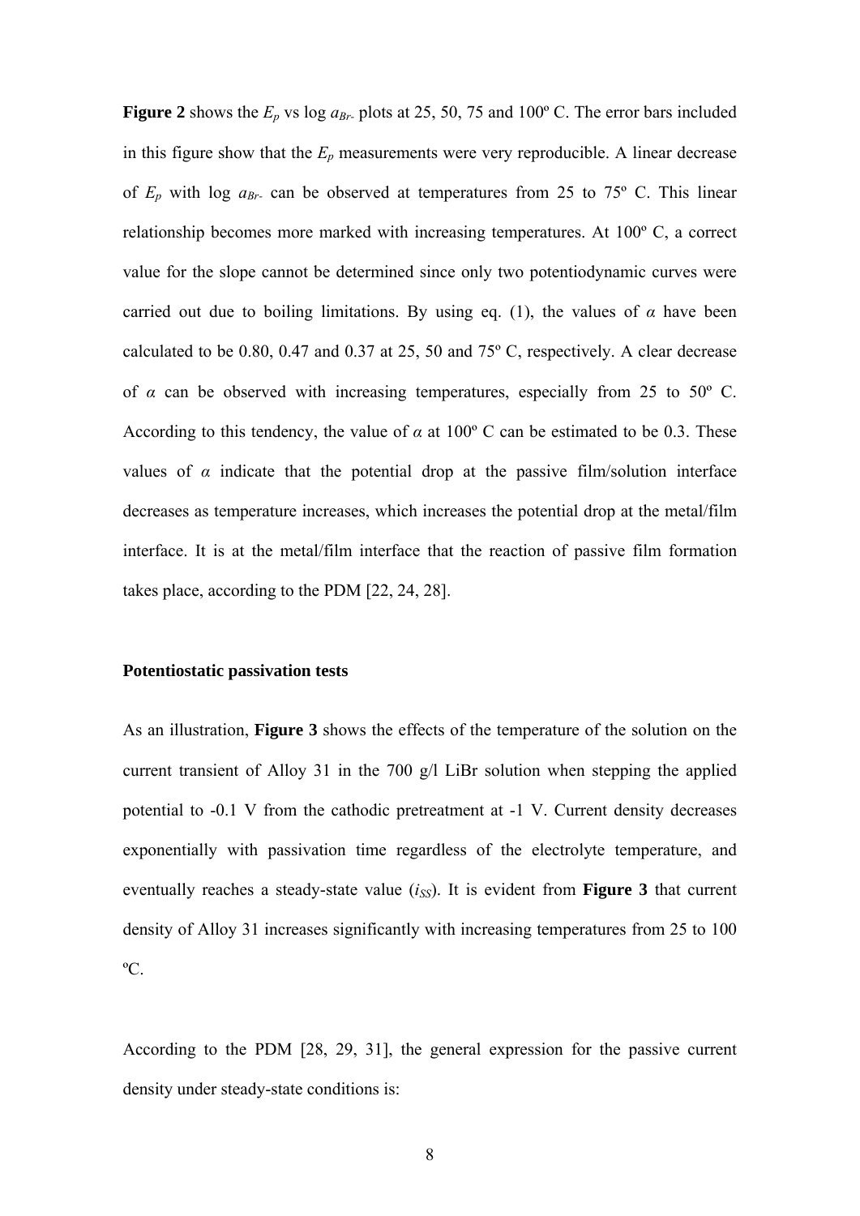**Figure 2** shows the $E_p$ vs log $a_{Br-}$ plots at 25, 50, 75 and 100º C. The error bars included in this figure show that the $E_p$ measurements were very reproducible. A linear decrease of $E_p$ with log $a_{Br-}$ can be observed at temperatures from 25 to 75º C. This linear relationship becomes more marked with increasing temperatures. At 100º C, a correct value for the slope cannot be determined since only two potentiodynamic curves were carried out due to boiling limitations. By using eq. (1), the values of $\alpha$ have been calculated to be 0.80, 0.47 and 0.37 at 25, 50 and 75º C, respectively. A clear decrease of $\alpha$ can be observed with increasing temperatures, especially from 25 to 50º C. According to this tendency, the value of $\alpha$ at 100º C can be estimated to be 0.3. These values of $\alpha$ indicate that the potential drop at the passive film/solution interface decreases as temperature increases, which increases the potential drop at the metal/film interface. It is at the metal/film interface that the reaction of passive film formation takes place, according to the PDM [22, 24, 28].

### Potentiostatic passivation tests

As an illustration, **Figure 3** shows the effects of the temperature of the solution on the current transient of Alloy 31 in the 700 g/l LiBr solution when stepping the applied potential to -0.1 V from the cathodic pretreatment at -1 V. Current density decreases exponentially with passivation time regardless of the electrolyte temperature, and eventually reaches a steady-state value ($i_{SS}$). It is evident from **Figure 3** that current density of Alloy 31 increases significantly with increasing temperatures from 25 to 100 ºC.

According to the PDM [28, 29, 31], the general expression for the passive current density under steady-state conditions is: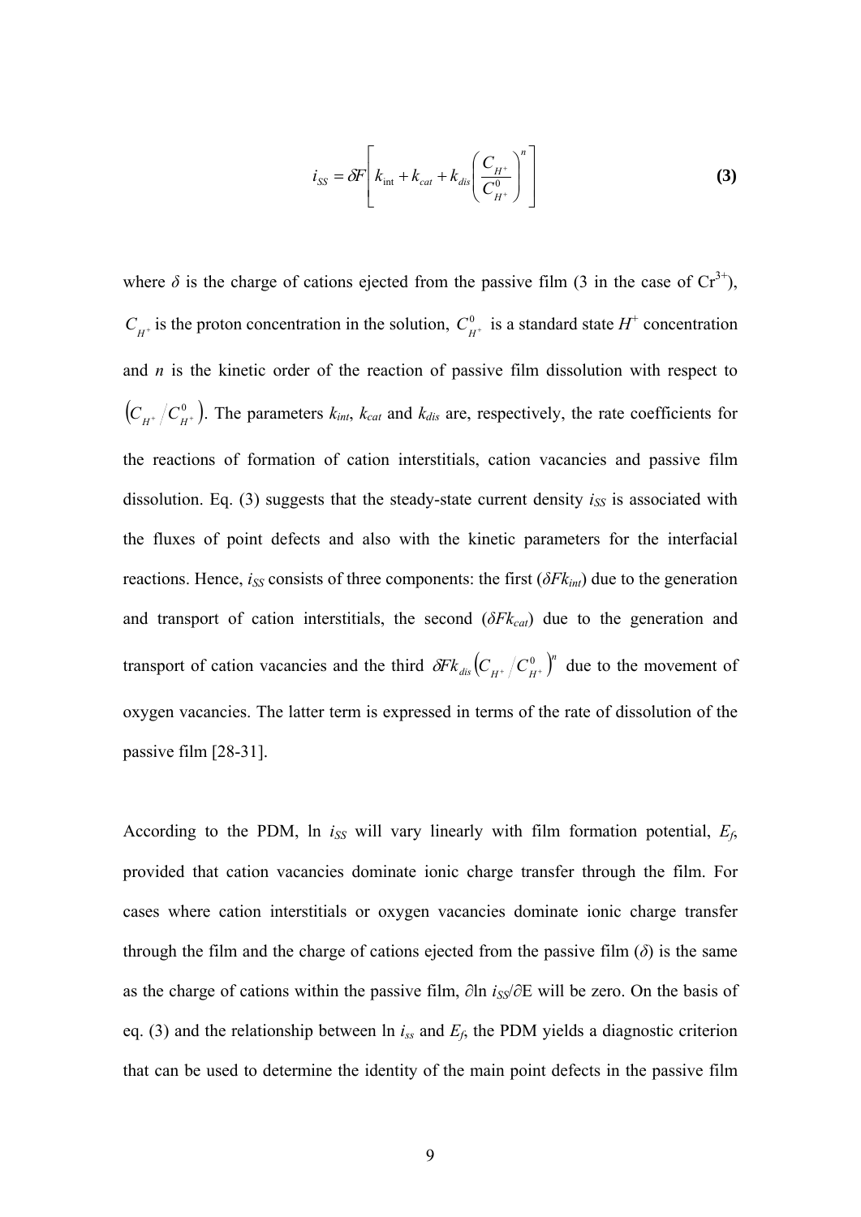$$i_{SS} = \delta F \left[ k_{\text{int}} + k_{cat} + k_{dis} \left( \frac{C_{H^+}}{C_{H^+}^0} \right)^n \right] \tag{3}$$

where $\delta$ is the charge of cations ejected from the passive film (3 in the case of $Cr^{3+}$), $C_{H^+}$ is the proton concentration in the solution, $C_{H^+}^0$ is a standard state $H^+$ concentration and $n$ is the kinetic order of the reaction of passive film dissolution with respect to $\left(C_{H^+} / C_{H^+}^0\right)$. The parameters $k_{int}$, $k_{cat}$ and $k_{dis}$ are, respectively, the rate coefficients for the reactions of formation of cation interstitials, cation vacancies and passive film dissolution. Eq. (3) suggests that the steady-state current density $i_{SS}$ is associated with the fluxes of point defects and also with the kinetic parameters for the interfacial reactions. Hence, $i_{SS}$ consists of three components: the first ($\delta F k_{int}$) due to the generation and transport of cation interstitials, the second ($\delta F k_{cat}$) due to the generation and transport of cation vacancies and the third $\delta F k_{dis} \left(C_{H^+} / C_{H^+}^0\right)^n$ due to the movement of oxygen vacancies. The latter term is expressed in terms of the rate of dissolution of the passive film [28-31].

According to the PDM, ln $i_{SS}$ will vary linearly with film formation potential, $E_f$, provided that cation vacancies dominate ionic charge transfer through the film. For cases where cation interstitials or oxygen vacancies dominate ionic charge transfer through the film and the charge of cations ejected from the passive film ($\delta$) is the same as the charge of cations within the passive film, $\partial \ln i_{SS} / \partial E$ will be zero. On the basis of eq. (3) and the relationship between ln $i_{ss}$ and $E_f$, the PDM yields a diagnostic criterion that can be used to determine the identity of the main point defects in the passive film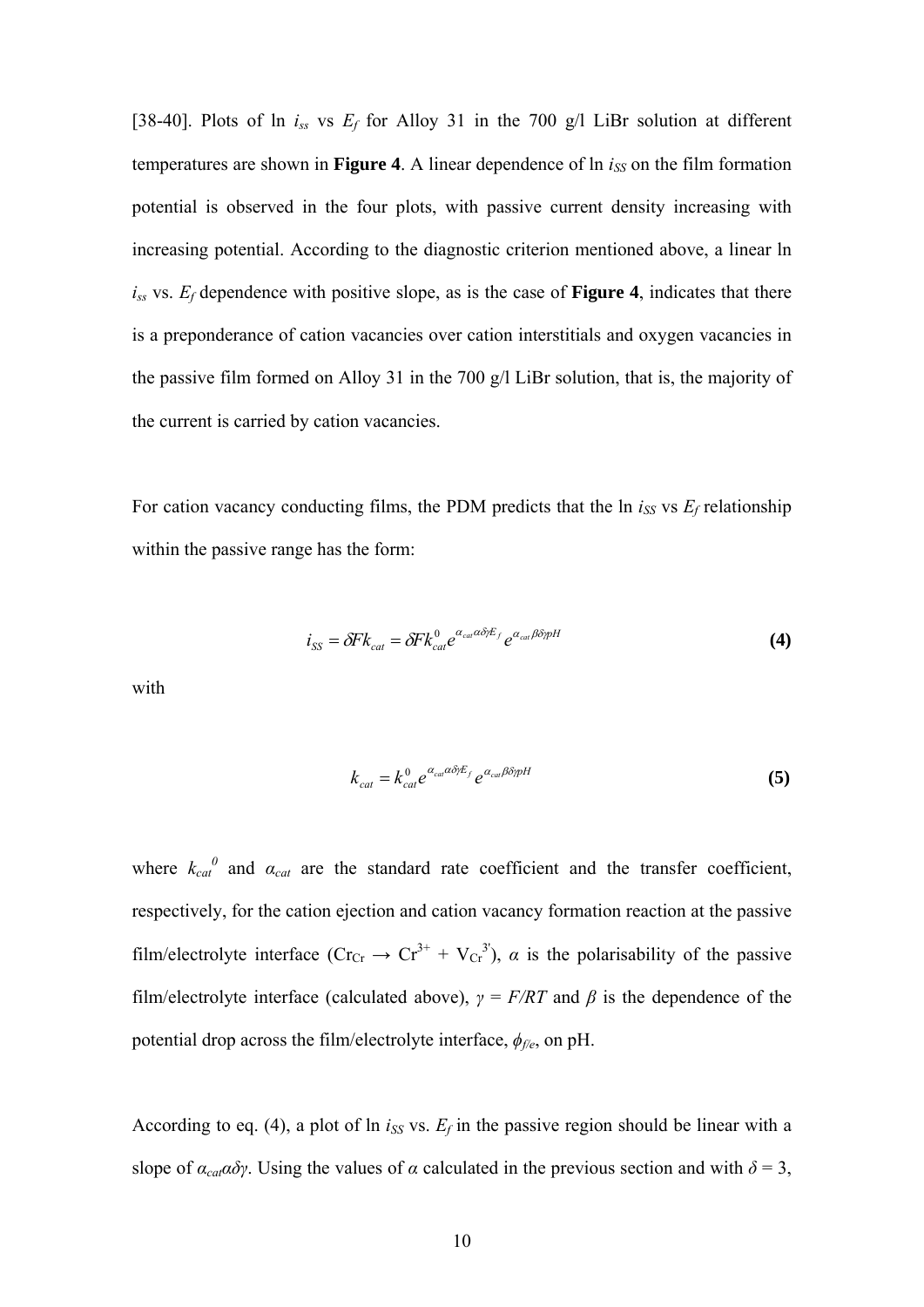[38-40]. Plots of ln $i_{ss}$ vs $E_f$ for Alloy 31 in the 700 g/l LiBr solution at different temperatures are shown in **Figure 4**. A linear dependence of ln $i_{SS}$ on the film formation potential is observed in the four plots, with passive current density increasing with increasing potential. According to the diagnostic criterion mentioned above, a linear ln $i_{ss}$ vs. $E_f$ dependence with positive slope, as is the case of **Figure 4**, indicates that there is a preponderance of cation vacancies over cation interstitials and oxygen vacancies in the passive film formed on Alloy 31 in the 700 g/l LiBr solution, that is, the majority of the current is carried by cation vacancies.

For cation vacancy conducting films, the PDM predicts that the ln $i_{SS}$ vs $E_f$ relationship within the passive range has the form:

$$i_{SS} = \delta F k_{cat} = \delta F k_{cat}^{0} e^{\alpha_{cat}\alpha\delta\gamma E_f} e^{\alpha_{cat}\beta\delta\gamma pH} \tag{4}$$

with

$$k_{cat} = k_{cat}^{0} e^{\alpha_{cat}\alpha\delta\gamma E_f} e^{\alpha_{cat}\beta\delta\gamma pH} \tag{5}$$

where $k_{cat}^{0}$ and $\alpha_{cat}$ are the standard rate coefficient and the transfer coefficient, respectively, for the cation ejection and cation vacancy formation reaction at the passive film/electrolyte interface ($Cr_{Cr} \rightarrow Cr^{3+} + V_{Cr}^{3'}$), $\alpha$ is the polarisability of the passive film/electrolyte interface (calculated above), $\gamma = F/RT$ and $\beta$ is the dependence of the potential drop across the film/electrolyte interface, $\phi_{f/e}$, on pH.

According to eq. (4), a plot of ln $i_{SS}$ vs. $E_f$ in the passive region should be linear with a slope of $\alpha_{cat}\alpha\delta\gamma$. Using the values of $\alpha$ calculated in the previous section and with $\delta = 3$,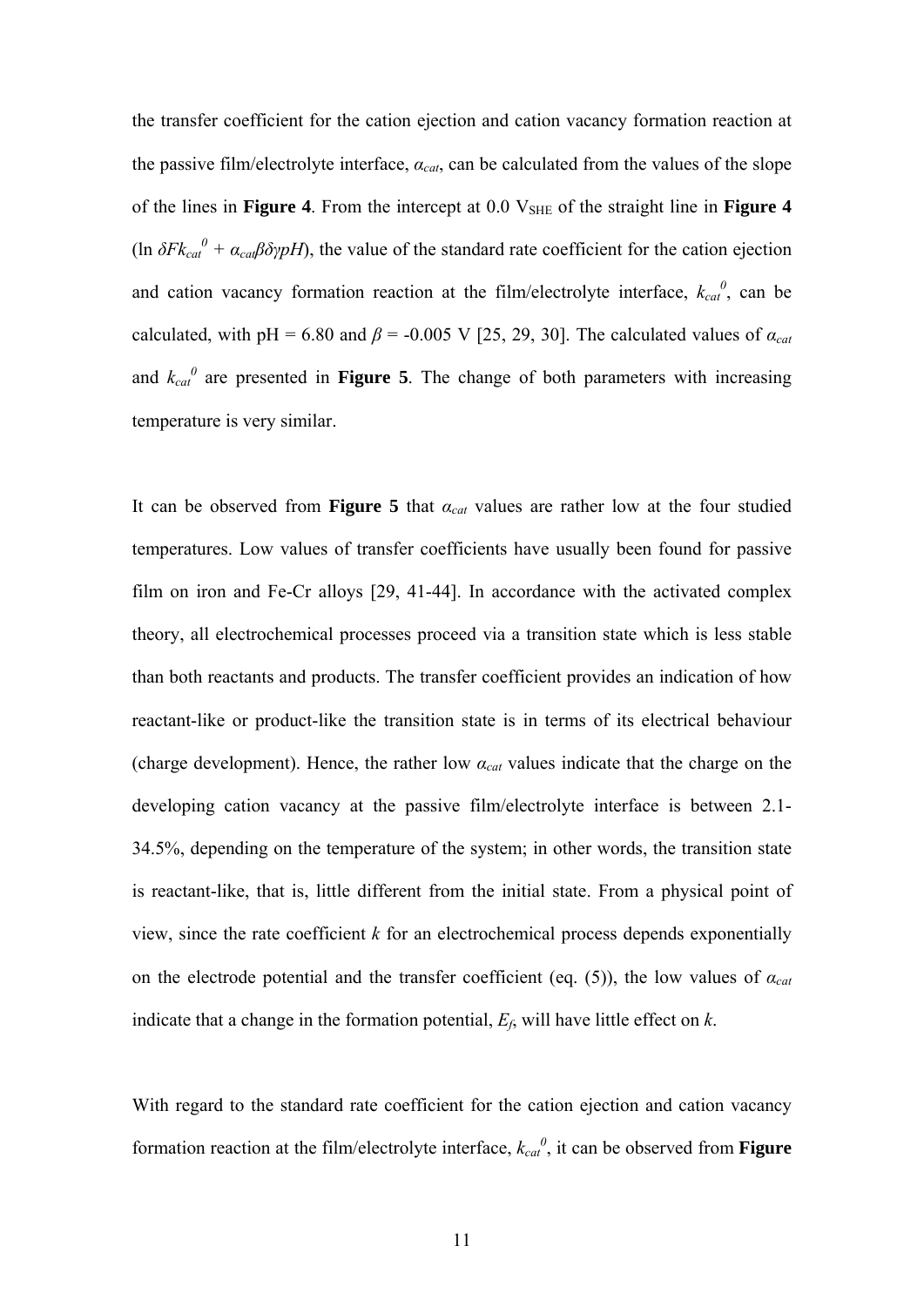the transfer coefficient for the cation ejection and cation vacancy formation reaction at the passive film/electrolyte interface, $\alpha_{cat}$, can be calculated from the values of the slope of the lines in **Figure 4**. From the intercept at 0.0 $V_{SHE}$ of the straight line in **Figure 4** ($\ln \delta F k_{cat}^{0} + \alpha_{cat}\beta\delta\gamma pH$), the value of the standard rate coefficient for the cation ejection and cation vacancy formation reaction at the film/electrolyte interface, $k_{cat}^{0}$, can be calculated, with pH = 6.80 and $\beta$ = -0.005 V [25, 29, 30]. The calculated values of $\alpha_{cat}$ and $k_{cat}^{0}$ are presented in **Figure 5**. The change of both parameters with increasing temperature is very similar.

It can be observed from **Figure 5** that $\alpha_{cat}$ values are rather low at the four studied temperatures. Low values of transfer coefficients have usually been found for passive film on iron and Fe-Cr alloys [29, 41-44]. In accordance with the activated complex theory, all electrochemical processes proceed via a transition state which is less stable than both reactants and products. The transfer coefficient provides an indication of how reactant-like or product-like the transition state is in terms of its electrical behaviour (charge development). Hence, the rather low $\alpha_{cat}$ values indicate that the charge on the developing cation vacancy at the passive film/electrolyte interface is between 2.1-34.5%, depending on the temperature of the system; in other words, the transition state is reactant-like, that is, little different from the initial state. From a physical point of view, since the rate coefficient $k$ for an electrochemical process depends exponentially on the electrode potential and the transfer coefficient (eq. (5)), the low values of $\alpha_{cat}$ indicate that a change in the formation potential, $E_f$, will have little effect on $k$.

With regard to the standard rate coefficient for the cation ejection and cation vacancy formation reaction at the film/electrolyte interface, $k_{cat}^{0}$, it can be observed from **Figure**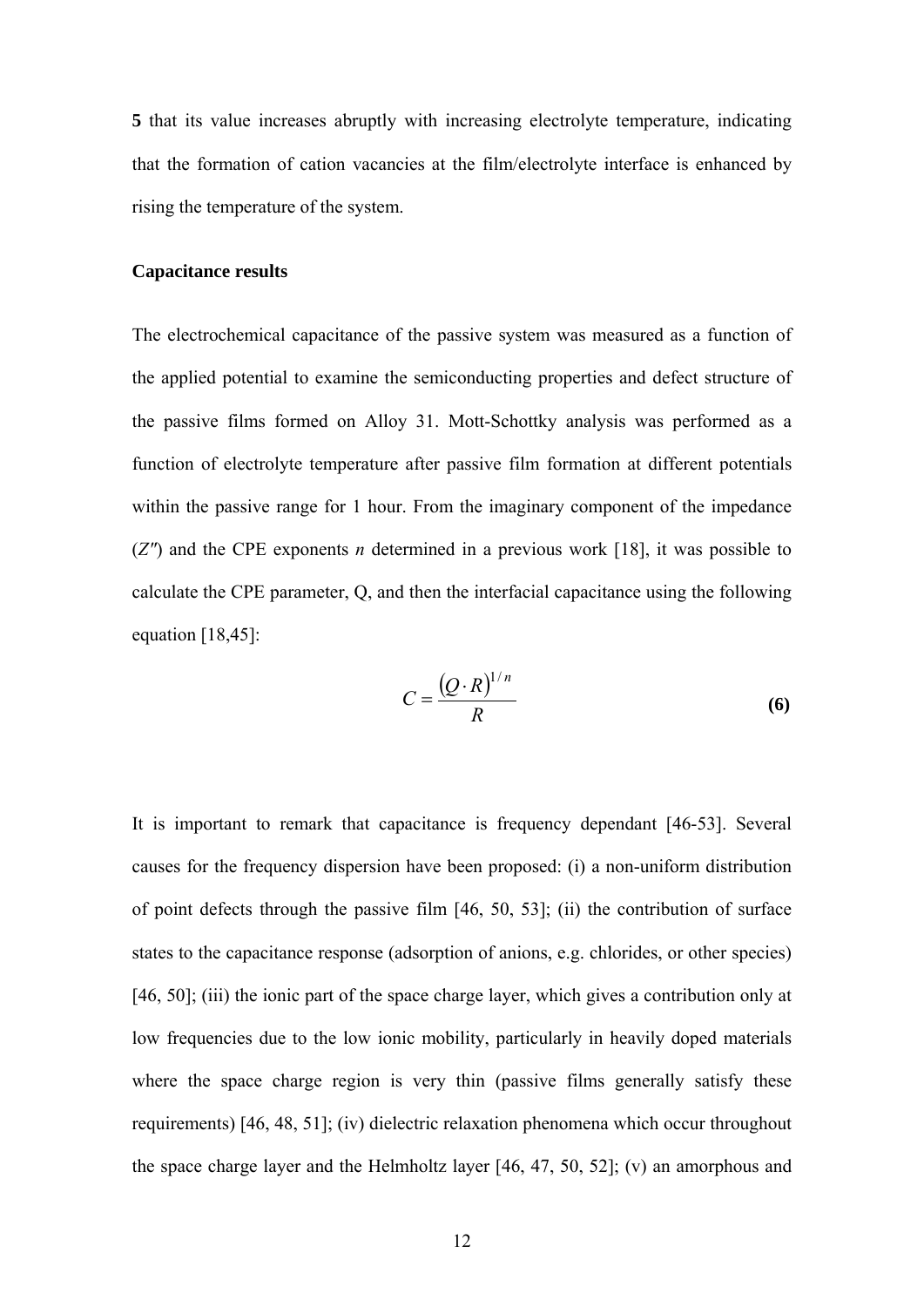**5** that its value increases abruptly with increasing electrolyte temperature, indicating that the formation of cation vacancies at the film/electrolyte interface is enhanced by rising the temperature of the system.

**Capacitance results**

The electrochemical capacitance of the passive system was measured as a function of the applied potential to examine the semiconducting properties and defect structure of the passive films formed on Alloy 31. Mott-Schottky analysis was performed as a function of electrolyte temperature after passive film formation at different potentials within the passive range for 1 hour. From the imaginary component of the impedance ($Z''$) and the CPE exponents $n$ determined in a previous work [18], it was possible to calculate the CPE parameter, Q, and then the interfacial capacitance using the following equation [18,45]:

$$C = \frac{(Q \cdot R)^{1/n}}{R} \tag{6}$$

It is important to remark that capacitance is frequency dependant [46-53]. Several causes for the frequency dispersion have been proposed: (i) a non-uniform distribution of point defects through the passive film [46, 50, 53]; (ii) the contribution of surface states to the capacitance response (adsorption of anions, e.g. chlorides, or other species) [46, 50]; (iii) the ionic part of the space charge layer, which gives a contribution only at low frequencies due to the low ionic mobility, particularly in heavily doped materials where the space charge region is very thin (passive films generally satisfy these requirements) [46, 48, 51]; (iv) dielectric relaxation phenomena which occur throughout the space charge layer and the Helmholtz layer [46, 47, 50, 52]; (v) an amorphous and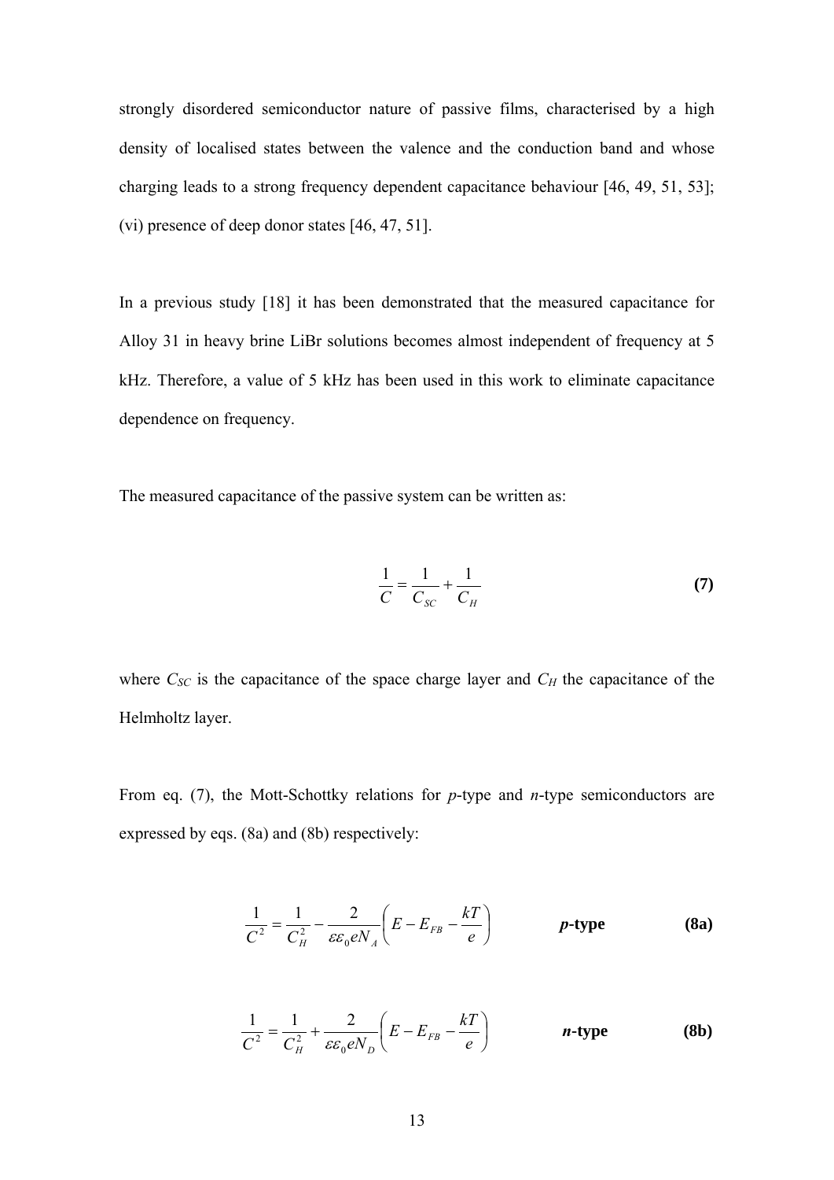strongly disordered semiconductor nature of passive films, characterised by a high density of localised states between the valence and the conduction band and whose charging leads to a strong frequency dependent capacitance behaviour [46, 49, 51, 53]; (vi) presence of deep donor states [46, 47, 51].

In a previous study [18] it has been demonstrated that the measured capacitance for Alloy 31 in heavy brine LiBr solutions becomes almost independent of frequency at 5 kHz. Therefore, a value of 5 kHz has been used in this work to eliminate capacitance dependence on frequency.

The measured capacitance of the passive system can be written as:

$$\frac{1}{C} = \frac{1}{C_{SC}} + \frac{1}{C_H} \tag{7}$$

where $C_{SC}$ is the capacitance of the space charge layer and $C_H$ the capacitance of the Helmholtz layer.

From eq. (7), the Mott-Schottky relations for *p*-type and *n*-type semiconductors are expressed by eqs. (8a) and (8b) respectively:

$$\frac{1}{C^2} = \frac{1}{C_H^2} - \frac{2}{\varepsilon\varepsilon_0 e N_A}\left(E - E_{FB} - \frac{kT}{e}\right) \qquad \textbf{\textit{p}-type} \tag{8a}$$

$$\frac{1}{C^2} = \frac{1}{C_H^2} + \frac{2}{\varepsilon\varepsilon_0 e N_D}\left(E - E_{FB} - \frac{kT}{e}\right) \qquad \textbf{\textit{n}-type} \tag{8b}$$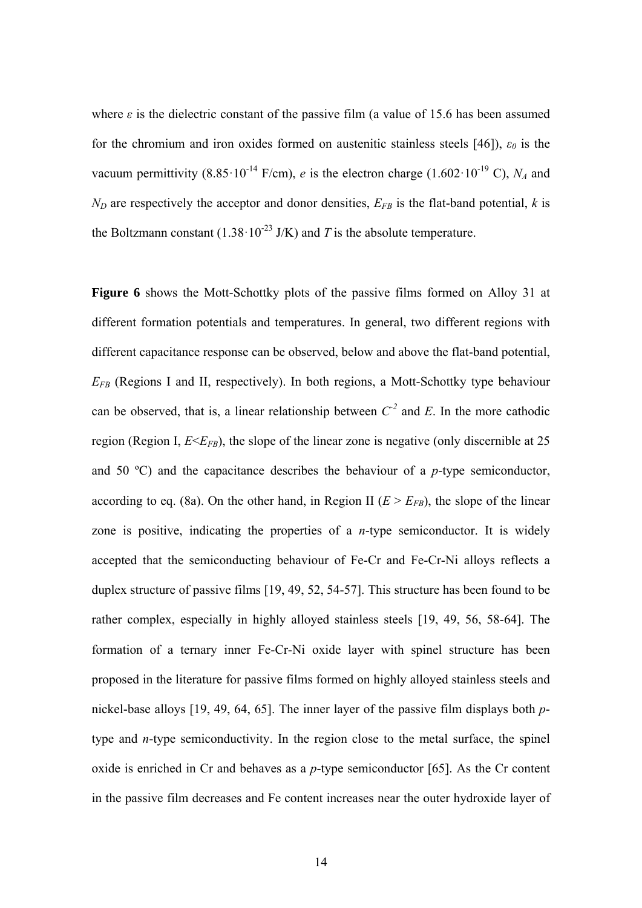where $\varepsilon$ is the dielectric constant of the passive film (a value of 15.6 has been assumed for the chromium and iron oxides formed on austenitic stainless steels [46]), $\varepsilon_0$ is the vacuum permittivity ($8.85 \cdot 10^{-14}$ F/cm), $e$ is the electron charge ($1.602 \cdot 10^{-19}$ C), $N_A$ and $N_D$ are respectively the acceptor and donor densities, $E_{FB}$ is the flat-band potential, $k$ is the Boltzmann constant ($1.38 \cdot 10^{-23}$ J/K) and $T$ is the absolute temperature.

**Figure 6** shows the Mott-Schottky plots of the passive films formed on Alloy 31 at different formation potentials and temperatures. In general, two different regions with different capacitance response can be observed, below and above the flat-band potential, $E_{FB}$ (Regions I and II, respectively). In both regions, a Mott-Schottky type behaviour can be observed, that is, a linear relationship between $C^{-2}$ and $E$. In the more cathodic region (Region I, $E<E_{FB}$), the slope of the linear zone is negative (only discernible at 25 and 50 ºC) and the capacitance describes the behaviour of a *p*-type semiconductor, according to eq. (8a). On the other hand, in Region II ($E > E_{FB}$), the slope of the linear zone is positive, indicating the properties of a *n*-type semiconductor. It is widely accepted that the semiconducting behaviour of Fe-Cr and Fe-Cr-Ni alloys reflects a duplex structure of passive films [19, 49, 52, 54-57]. This structure has been found to be rather complex, especially in highly alloyed stainless steels [19, 49, 56, 58-64]. The formation of a ternary inner Fe-Cr-Ni oxide layer with spinel structure has been proposed in the literature for passive films formed on highly alloyed stainless steels and nickel-base alloys [19, 49, 64, 65]. The inner layer of the passive film displays both *p*-type and *n*-type semiconductivity. In the region close to the metal surface, the spinel oxide is enriched in Cr and behaves as a *p*-type semiconductor [65]. As the Cr content in the passive film decreases and Fe content increases near the outer hydroxide layer of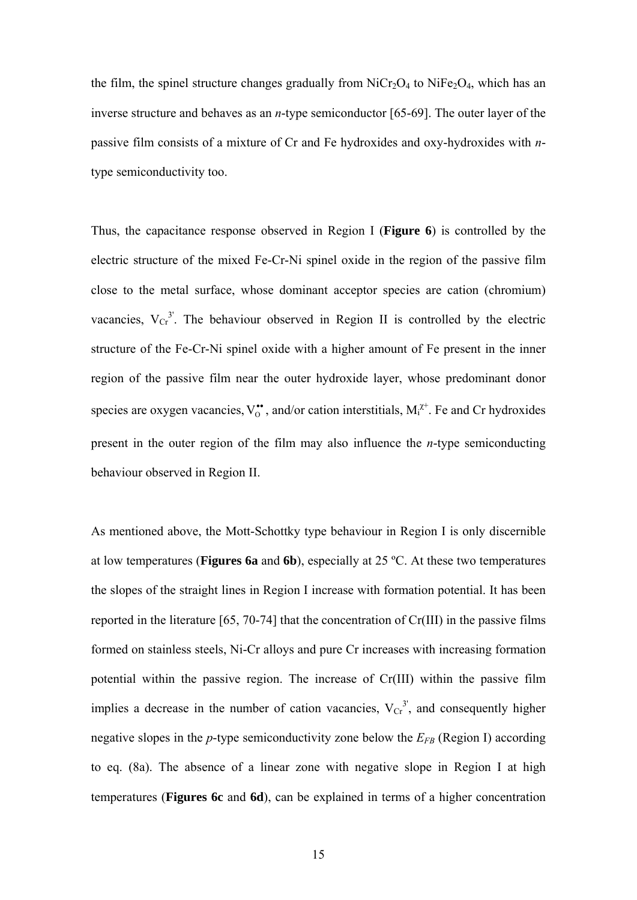the film, the spinel structure changes gradually from $NiCr_2O_4$ to $NiFe_2O_4$, which has an inverse structure and behaves as an *n*-type semiconductor [65-69]. The outer layer of the passive film consists of a mixture of Cr and Fe hydroxides and oxy-hydroxides with *n*-type semiconductivity too.

Thus, the capacitance response observed in Region I (**Figure 6**) is controlled by the electric structure of the mixed Fe-Cr-Ni spinel oxide in the region of the passive film close to the metal surface, whose dominant acceptor species are cation (chromium) vacancies, $V_{Cr}^{3'}$. The behaviour observed in Region II is controlled by the electric structure of the Fe-Cr-Ni spinel oxide with a higher amount of Fe present in the inner region of the passive film near the outer hydroxide layer, whose predominant donor species are oxygen vacancies, $V_O^{\bullet\bullet}$, and/or cation interstitials, $M_i^{\chi+}$. Fe and Cr hydroxides present in the outer region of the film may also influence the *n*-type semiconducting behaviour observed in Region II.

As mentioned above, the Mott-Schottky type behaviour in Region I is only discernible at low temperatures (**Figures 6a** and **6b**), especially at 25 ºC. At these two temperatures the slopes of the straight lines in Region I increase with formation potential. It has been reported in the literature [65, 70-74] that the concentration of Cr(III) in the passive films formed on stainless steels, Ni-Cr alloys and pure Cr increases with increasing formation potential within the passive region. The increase of Cr(III) within the passive film implies a decrease in the number of cation vacancies, $V_{Cr}^{3'}$, and consequently higher negative slopes in the *p*-type semiconductivity zone below the $E_{FB}$ (Region I) according to eq. (8a). The absence of a linear zone with negative slope in Region I at high temperatures (**Figures 6c** and **6d**), can be explained in terms of a higher concentration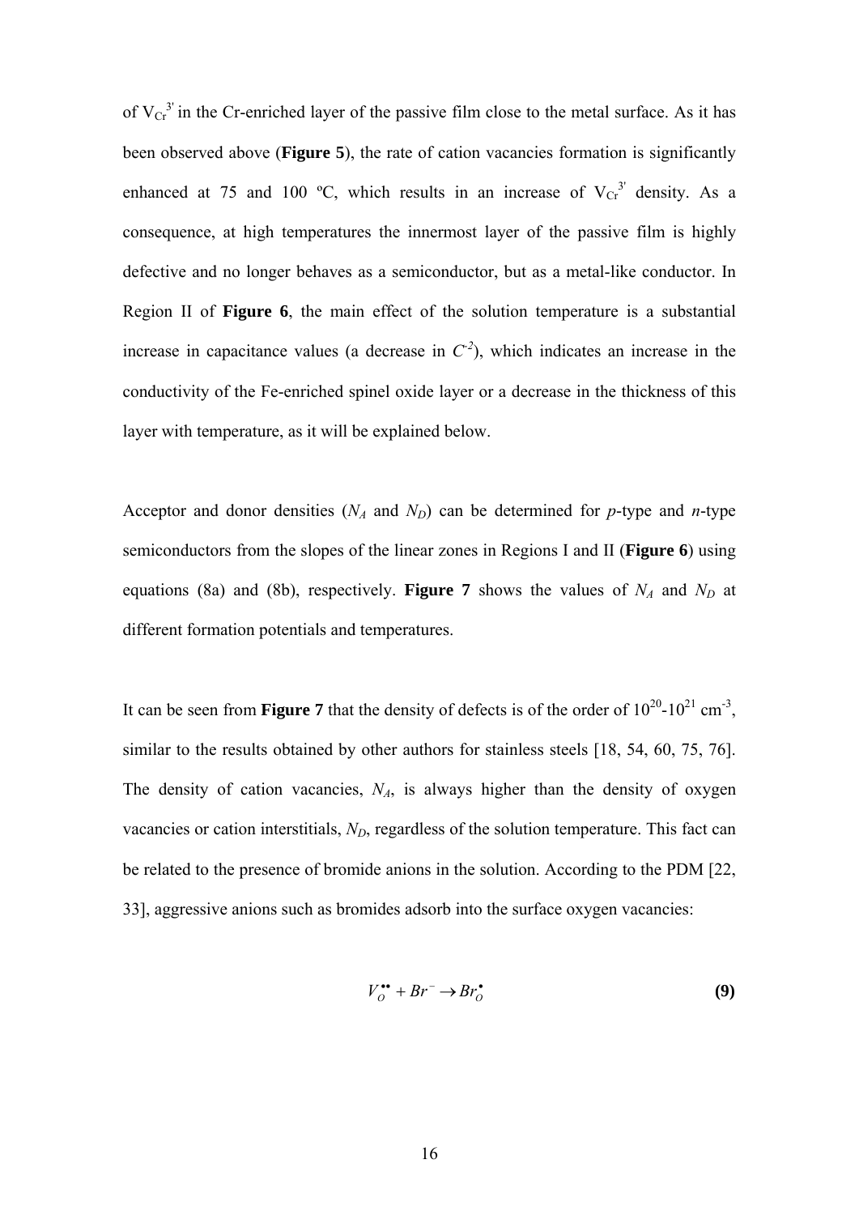of $V_{Cr}^{3'}$ in the Cr-enriched layer of the passive film close to the metal surface. As it has been observed above (**Figure 5**), the rate of cation vacancies formation is significantly enhanced at 75 and 100 ºC, which results in an increase of $V_{Cr}^{3'}$ density. As a consequence, at high temperatures the innermost layer of the passive film is highly defective and no longer behaves as a semiconductor, but as a metal-like conductor. In Region II of **Figure 6**, the main effect of the solution temperature is a substantial increase in capacitance values (a decrease in $C^{-2}$), which indicates an increase in the conductivity of the Fe-enriched spinel oxide layer or a decrease in the thickness of this layer with temperature, as it will be explained below.

Acceptor and donor densities ($N_A$ and $N_D$) can be determined for *p*-type and *n*-type semiconductors from the slopes of the linear zones in Regions I and II (**Figure 6**) using equations (8a) and (8b), respectively. **Figure 7** shows the values of $N_A$ and $N_D$ at different formation potentials and temperatures.

It can be seen from **Figure 7** that the density of defects is of the order of $10^{20}$-$10^{21}$ cm$^{-3}$, similar to the results obtained by other authors for stainless steels [18, 54, 60, 75, 76]. The density of cation vacancies, $N_A$, is always higher than the density of oxygen vacancies or cation interstitials, $N_D$, regardless of the solution temperature. This fact can be related to the presence of bromide anions in the solution. According to the PDM [22, 33], aggressive anions such as bromides adsorb into the surface oxygen vacancies:

$$V_O^{\bullet\bullet} + Br^- \rightarrow Br_O^{\bullet} \quad \textbf{(9)}$$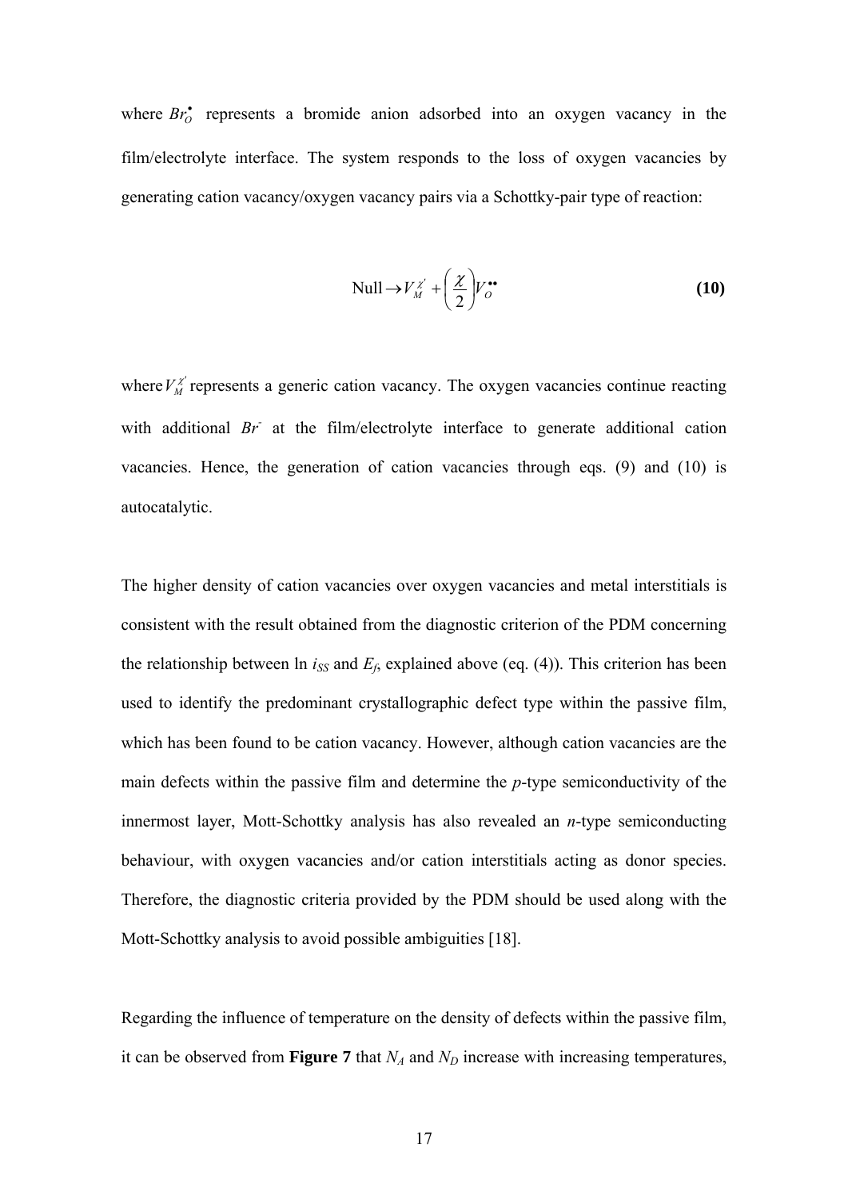where $Br_O^{\bullet}$ represents a bromide anion adsorbed into an oxygen vacancy in the film/electrolyte interface. The system responds to the loss of oxygen vacancies by generating cation vacancy/oxygen vacancy pairs via a Schottky-pair type of reaction:

$$\text{Null} \rightarrow V_M^{\chi'} + \left(\frac{\chi}{2}\right)V_O^{\bullet\bullet} \quad \textbf{(10)}$$

where $V_M^{\chi'}$ represents a generic cation vacancy. The oxygen vacancies continue reacting with additional $Br^-$ at the film/electrolyte interface to generate additional cation vacancies. Hence, the generation of cation vacancies through eqs. (9) and (10) is autocatalytic.

The higher density of cation vacancies over oxygen vacancies and metal interstitials is consistent with the result obtained from the diagnostic criterion of the PDM concerning the relationship between ln $i_{SS}$ and $E_f$, explained above (eq. (4)). This criterion has been used to identify the predominant crystallographic defect type within the passive film, which has been found to be cation vacancy. However, although cation vacancies are the main defects within the passive film and determine the *p*-type semiconductivity of the innermost layer, Mott-Schottky analysis has also revealed an *n*-type semiconducting behaviour, with oxygen vacancies and/or cation interstitials acting as donor species. Therefore, the diagnostic criteria provided by the PDM should be used along with the Mott-Schottky analysis to avoid possible ambiguities [18].

Regarding the influence of temperature on the density of defects within the passive film, it can be observed from **Figure 7** that $N_A$ and $N_D$ increase with increasing temperatures,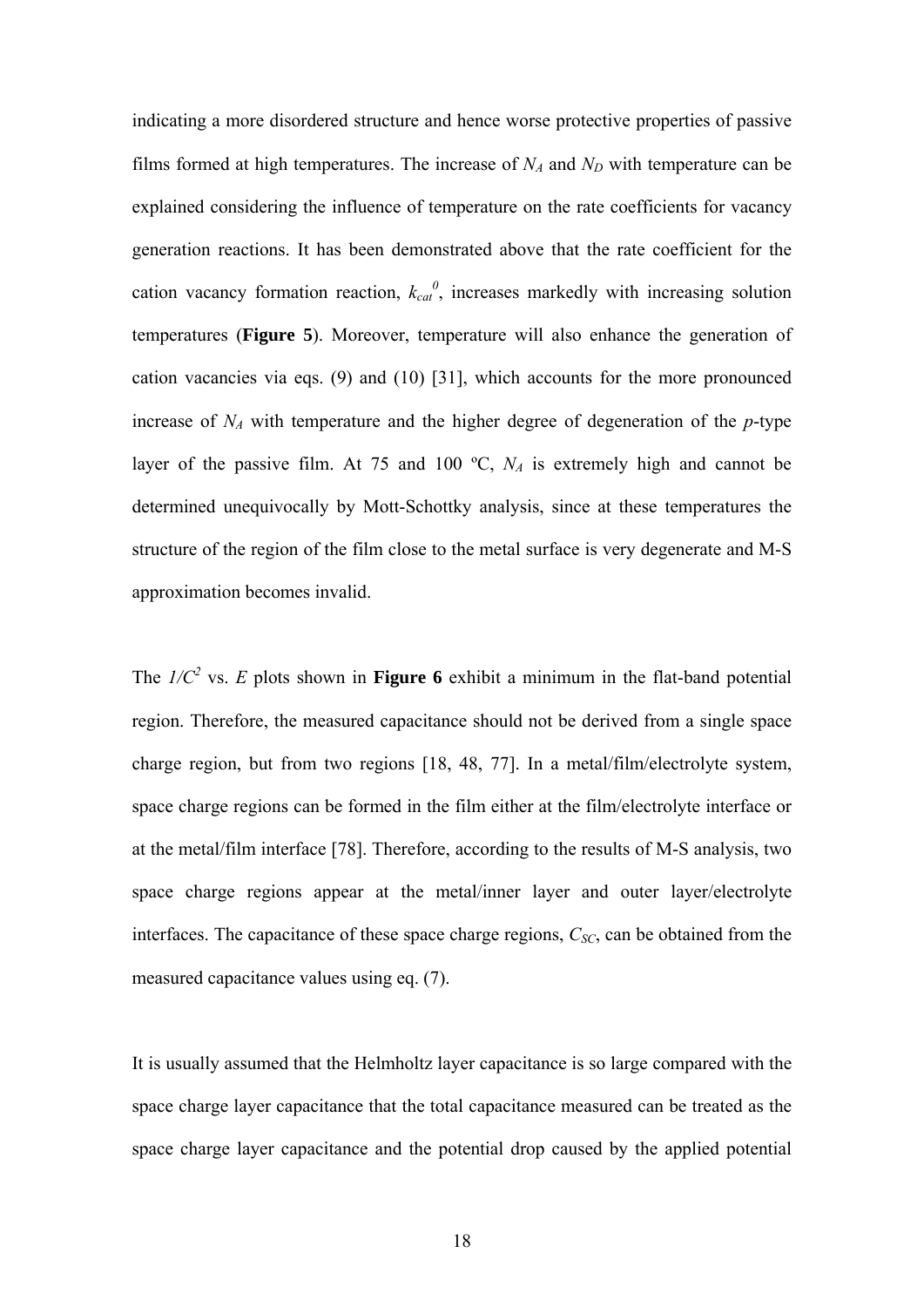indicating a more disordered structure and hence worse protective properties of passive films formed at high temperatures. The increase of $N_A$ and $N_D$ with temperature can be explained considering the influence of temperature on the rate coefficients for vacancy generation reactions. It has been demonstrated above that the rate coefficient for the cation vacancy formation reaction, $k_{cat}^0$, increases markedly with increasing solution temperatures (**Figure 5**). Moreover, temperature will also enhance the generation of cation vacancies via eqs. (9) and (10) [31], which accounts for the more pronounced increase of $N_A$ with temperature and the higher degree of degeneration of the *p*-type layer of the passive film. At 75 and 100 ºC, $N_A$ is extremely high and cannot be determined unequivocally by Mott-Schottky analysis, since at these temperatures the structure of the region of the film close to the metal surface is very degenerate and M-S approximation becomes invalid.

The $1/C^2$ vs. $E$ plots shown in **Figure 6** exhibit a minimum in the flat-band potential region. Therefore, the measured capacitance should not be derived from a single space charge region, but from two regions [18, 48, 77]. In a metal/film/electrolyte system, space charge regions can be formed in the film either at the film/electrolyte interface or at the metal/film interface [78]. Therefore, according to the results of M-S analysis, two space charge regions appear at the metal/inner layer and outer layer/electrolyte interfaces. The capacitance of these space charge regions, $C_{SC}$, can be obtained from the measured capacitance values using eq. (7).

It is usually assumed that the Helmholtz layer capacitance is so large compared with the space charge layer capacitance that the total capacitance measured can be treated as the space charge layer capacitance and the potential drop caused by the applied potential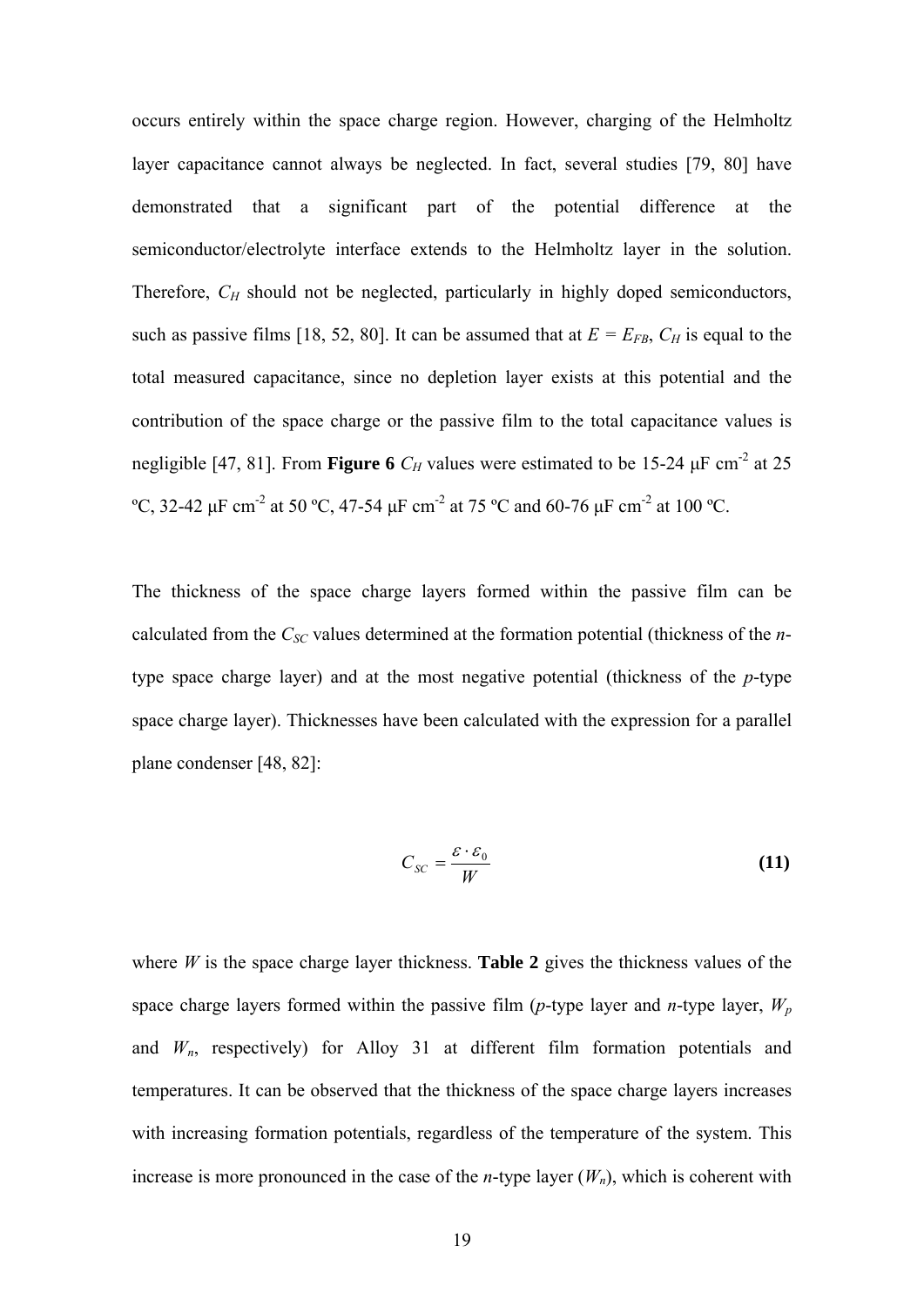occurs entirely within the space charge region. However, charging of the Helmholtz layer capacitance cannot always be neglected. In fact, several studies [79, 80] have demonstrated that a significant part of the potential difference at the semiconductor/electrolyte interface extends to the Helmholtz layer in the solution. Therefore, $C_H$ should not be neglected, particularly in highly doped semiconductors, such as passive films [18, 52, 80]. It can be assumed that at $E = E_{FB}$, $C_H$ is equal to the total measured capacitance, since no depletion layer exists at this potential and the contribution of the space charge or the passive film to the total capacitance values is negligible [47, 81]. From **Figure 6** $C_H$ values were estimated to be 15-24 μF cm$^{-2}$ at 25 ºC, 32-42 μF cm$^{-2}$ at 50 ºC, 47-54 μF cm$^{-2}$ at 75 ºC and 60-76 μF cm$^{-2}$ at 100 ºC.

The thickness of the space charge layers formed within the passive film can be calculated from the $C_{SC}$ values determined at the formation potential (thickness of the *n*-type space charge layer) and at the most negative potential (thickness of the *p*-type space charge layer). Thicknesses have been calculated with the expression for a parallel plane condenser [48, 82]:

$$C_{SC} = \frac{\varepsilon \cdot \varepsilon_0}{W} \tag{11}$$

where $W$ is the space charge layer thickness. **Table 2** gives the thickness values of the space charge layers formed within the passive film (*p*-type layer and *n*-type layer, $W_p$ and $W_n$, respectively) for Alloy 31 at different film formation potentials and temperatures. It can be observed that the thickness of the space charge layers increases with increasing formation potentials, regardless of the temperature of the system. This increase is more pronounced in the case of the *n*-type layer ($W_n$), which is coherent with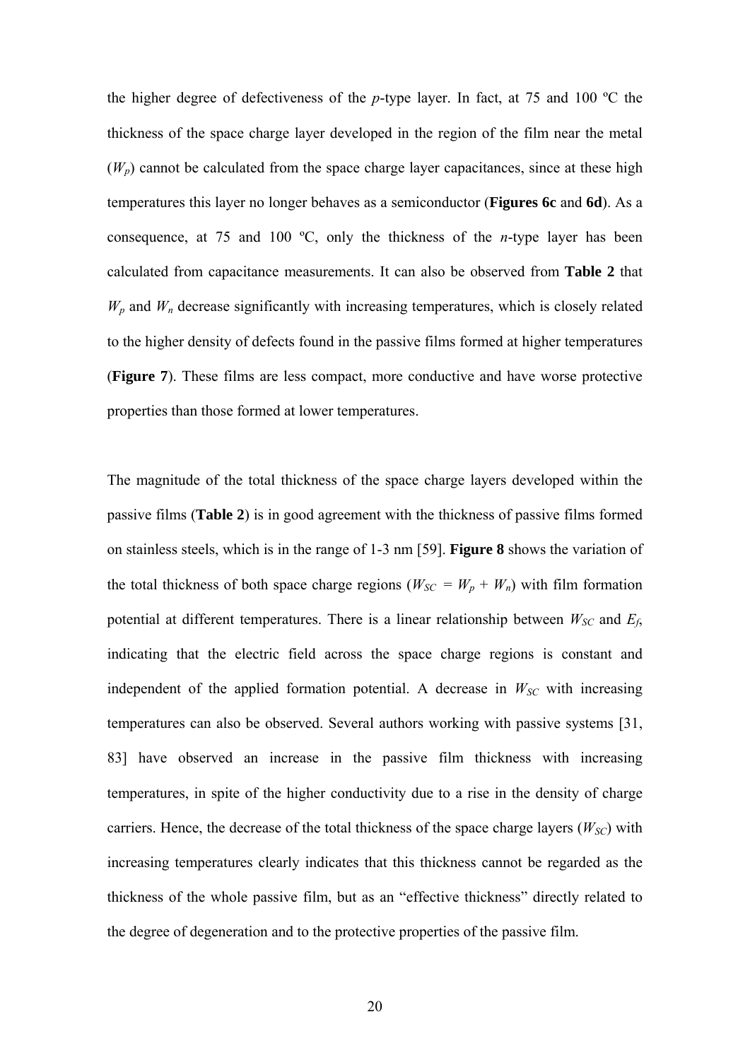the higher degree of defectiveness of the *p*-type layer. In fact, at 75 and 100 ºC the thickness of the space charge layer developed in the region of the film near the metal ($W_p$) cannot be calculated from the space charge layer capacitances, since at these high temperatures this layer no longer behaves as a semiconductor (**Figures 6c** and **6d**). As a consequence, at 75 and 100 ºC, only the thickness of the *n*-type layer has been calculated from capacitance measurements. It can also be observed from **Table 2** that $W_p$ and $W_n$ decrease significantly with increasing temperatures, which is closely related to the higher density of defects found in the passive films formed at higher temperatures (**Figure 7**). These films are less compact, more conductive and have worse protective properties than those formed at lower temperatures.

The magnitude of the total thickness of the space charge layers developed within the passive films (**Table 2**) is in good agreement with the thickness of passive films formed on stainless steels, which is in the range of 1-3 nm [59]. **Figure 8** shows the variation of the total thickness of both space charge regions ($W_{SC} = W_p + W_n$) with film formation potential at different temperatures. There is a linear relationship between $W_{SC}$ and $E_f$, indicating that the electric field across the space charge regions is constant and independent of the applied formation potential. A decrease in $W_{SC}$ with increasing temperatures can also be observed. Several authors working with passive systems [31, 83] have observed an increase in the passive film thickness with increasing temperatures, in spite of the higher conductivity due to a rise in the density of charge carriers. Hence, the decrease of the total thickness of the space charge layers ($W_{SC}$) with increasing temperatures clearly indicates that this thickness cannot be regarded as the thickness of the whole passive film, but as an "effective thickness" directly related to the degree of degeneration and to the protective properties of the passive film.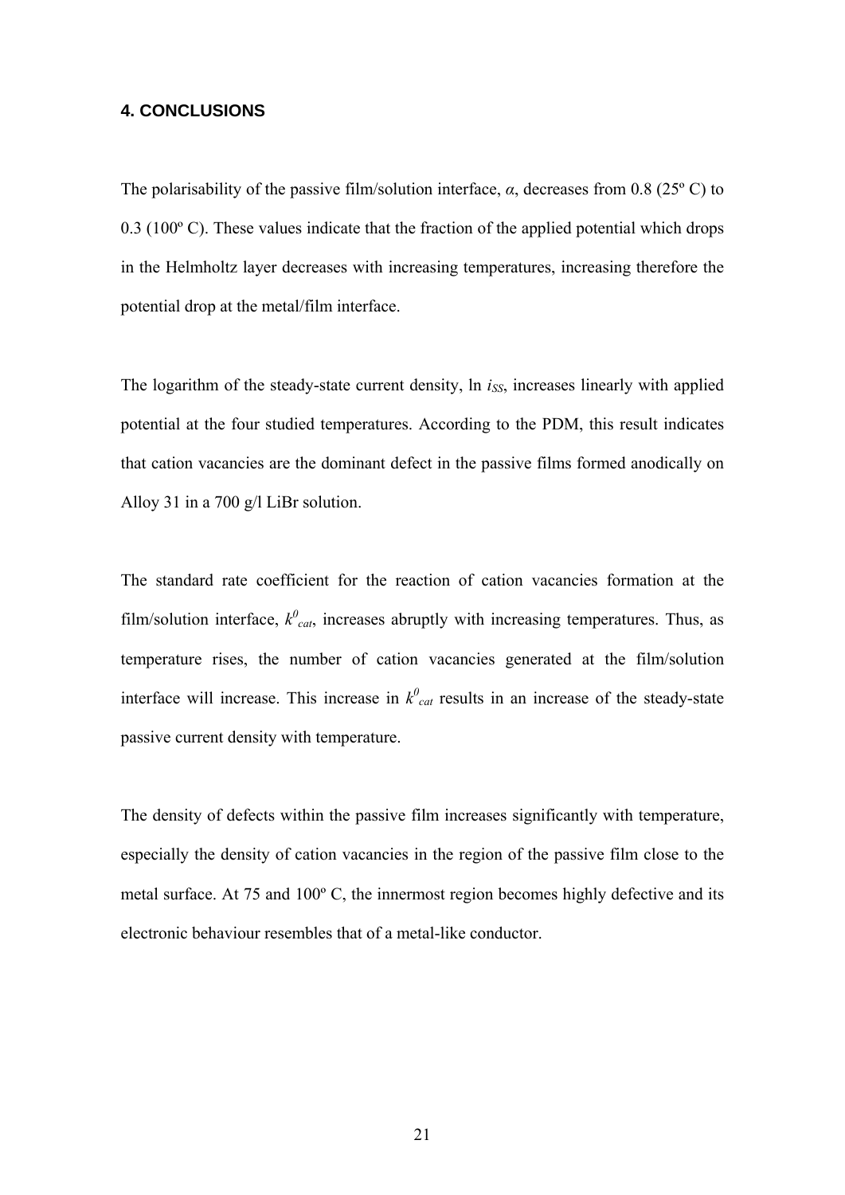## 4. CONCLUSIONS

The polarisability of the passive film/solution interface, $\alpha$, decreases from 0.8 (25º C) to 0.3 (100º C). These values indicate that the fraction of the applied potential which drops in the Helmholtz layer decreases with increasing temperatures, increasing therefore the potential drop at the metal/film interface.

The logarithm of the steady-state current density, ln $i_{SS}$, increases linearly with applied potential at the four studied temperatures. According to the PDM, this result indicates that cation vacancies are the dominant defect in the passive films formed anodically on Alloy 31 in a 700 g/l LiBr solution.

The standard rate coefficient for the reaction of cation vacancies formation at the film/solution interface, $k^{0}_{cat}$, increases abruptly with increasing temperatures. Thus, as temperature rises, the number of cation vacancies generated at the film/solution interface will increase. This increase in $k^{0}_{cat}$ results in an increase of the steady-state passive current density with temperature.

The density of defects within the passive film increases significantly with temperature, especially the density of cation vacancies in the region of the passive film close to the metal surface. At 75 and 100º C, the innermost region becomes highly defective and its electronic behaviour resembles that of a metal-like conductor.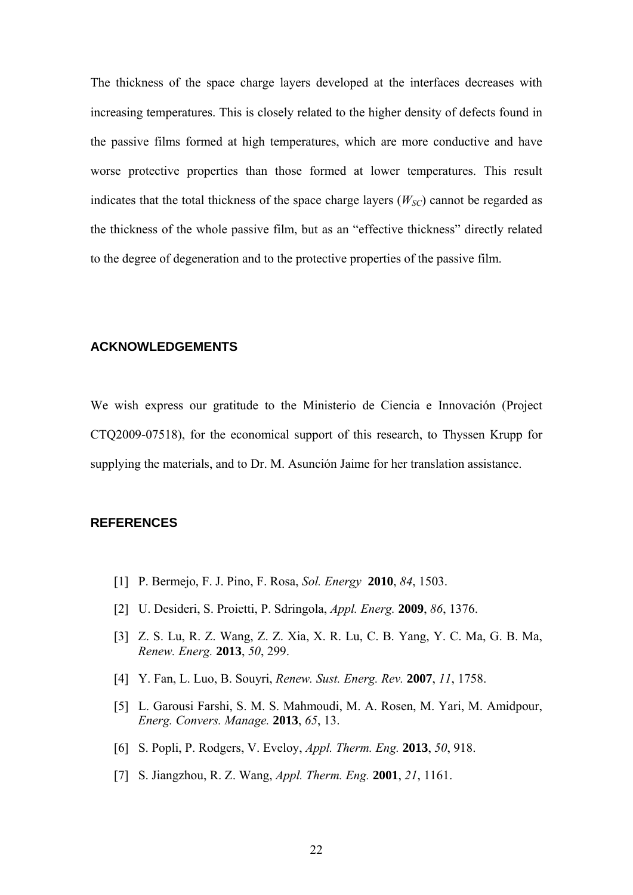The thickness of the space charge layers developed at the interfaces decreases with increasing temperatures. This is closely related to the higher density of defects found in the passive films formed at high temperatures, which are more conductive and have worse protective properties than those formed at lower temperatures. This result indicates that the total thickness of the space charge layers ($W_{SC}$) cannot be regarded as the thickness of the whole passive film, but as an "effective thickness" directly related to the degree of degeneration and to the protective properties of the passive film.

## ACKNOWLEDGEMENTS

We wish express our gratitude to the Ministerio de Ciencia e Innovación (Project CTQ2009-07518), for the economical support of this research, to Thyssen Krupp for supplying the materials, and to Dr. M. Asunción Jaime for her translation assistance.

## REFERENCES

[1] P. Bermejo, F. J. Pino, F. Rosa, *Sol. Energy* **2010**, *84*, 1503.

[2] U. Desideri, S. Proietti, P. Sdringola, *Appl. Energ.* **2009**, *86*, 1376.

[3] Z. S. Lu, R. Z. Wang, Z. Z. Xia, X. R. Lu, C. B. Yang, Y. C. Ma, G. B. Ma, *Renew. Energ.* **2013**, *50*, 299.

[4] Y. Fan, L. Luo, B. Souyri, *Renew. Sust. Energ. Rev.* **2007**, *11*, 1758.

[5] L. Garousi Farshi, S. M. S. Mahmoudi, M. A. Rosen, M. Yari, M. Amidpour, *Energ. Convers. Manage.* **2013**, *65*, 13.

[6] S. Popli, P. Rodgers, V. Eveloy, *Appl. Therm. Eng.* **2013**, *50*, 918.

[7] S. Jiangzhou, R. Z. Wang, *Appl. Therm. Eng.* **2001**, *21*, 1161.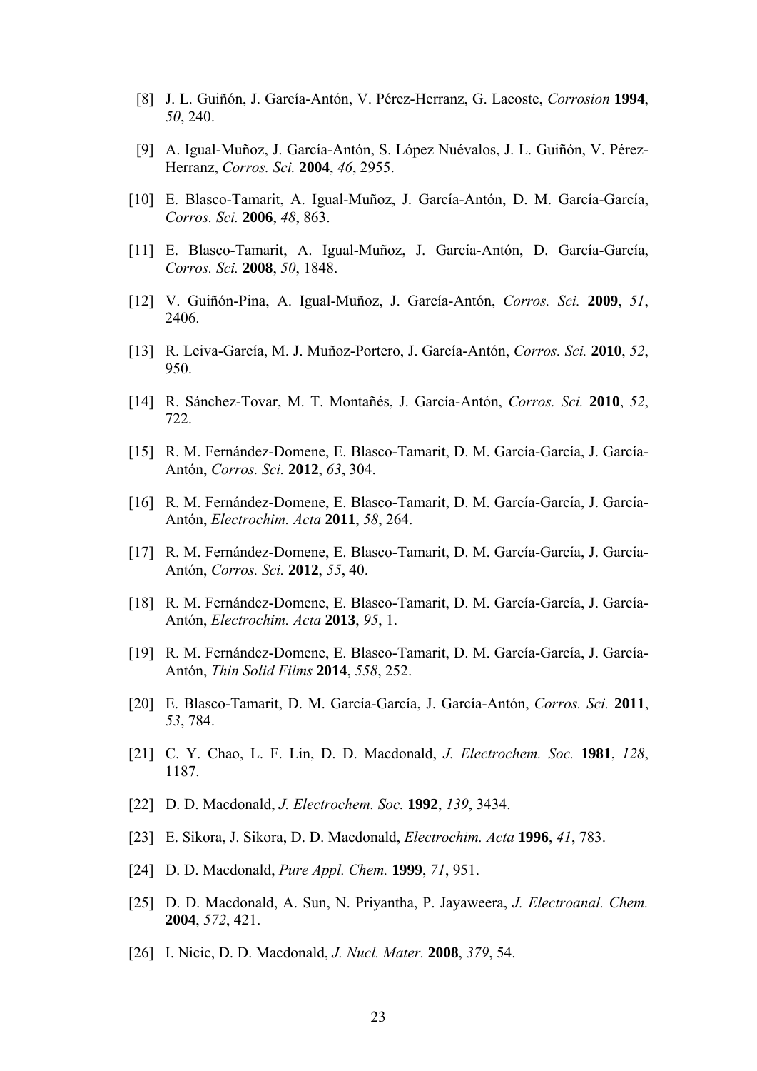[8] J. L. Guiñón, J. García-Antón, V. Pérez-Herranz, G. Lacoste, *Corrosion* **1994**, *50*, 240.

[9] A. Igual-Muñoz, J. García-Antón, S. López Nuévalos, J. L. Guiñón, V. Pérez-Herranz, *Corros. Sci.* **2004**, *46*, 2955.

[10] E. Blasco-Tamarit, A. Igual-Muñoz, J. García-Antón, D. M. García-García, *Corros. Sci.* **2006**, *48*, 863.

[11] E. Blasco-Tamarit, A. Igual-Muñoz, J. García-Antón, D. García-García, *Corros. Sci.* **2008**, *50*, 1848.

[12] V. Guiñón-Pina, A. Igual-Muñoz, J. García-Antón, *Corros. Sci.* **2009**, *51*, 2406.

[13] R. Leiva-García, M. J. Muñoz-Portero, J. García-Antón, *Corros. Sci.* **2010**, *52*, 950.

[14] R. Sánchez-Tovar, M. T. Montañés, J. García-Antón, *Corros. Sci.* **2010**, *52*, 722.

[15] R. M. Fernández-Domene, E. Blasco-Tamarit, D. M. García-García, J. García-Antón, *Corros. Sci.* **2012**, *63*, 304.

[16] R. M. Fernández-Domene, E. Blasco-Tamarit, D. M. García-García, J. García-Antón, *Electrochim. Acta* **2011**, *58*, 264.

[17] R. M. Fernández-Domene, E. Blasco-Tamarit, D. M. García-García, J. García-Antón, *Corros. Sci.* **2012**, *55*, 40.

[18] R. M. Fernández-Domene, E. Blasco-Tamarit, D. M. García-García, J. García-Antón, *Electrochim. Acta* **2013**, *95*, 1.

[19] R. M. Fernández-Domene, E. Blasco-Tamarit, D. M. García-García, J. García-Antón, *Thin Solid Films* **2014**, *558*, 252.

[20] E. Blasco-Tamarit, D. M. García-García, J. García-Antón, *Corros. Sci.* **2011**, *53*, 784.

[21] C. Y. Chao, L. F. Lin, D. D. Macdonald, *J. Electrochem. Soc.* **1981**, *128*, 1187.

[22] D. D. Macdonald, *J. Electrochem. Soc.* **1992**, *139*, 3434.

[23] E. Sikora, J. Sikora, D. D. Macdonald, *Electrochim. Acta* **1996**, *41*, 783.

[24] D. D. Macdonald, *Pure Appl. Chem.* **1999**, *71*, 951.

[25] D. D. Macdonald, A. Sun, N. Priyantha, P. Jayaweera, *J. Electroanal. Chem.* **2004**, *572*, 421.

[26] I. Nicic, D. D. Macdonald, *J. Nucl. Mater.* **2008**, *379*, 54.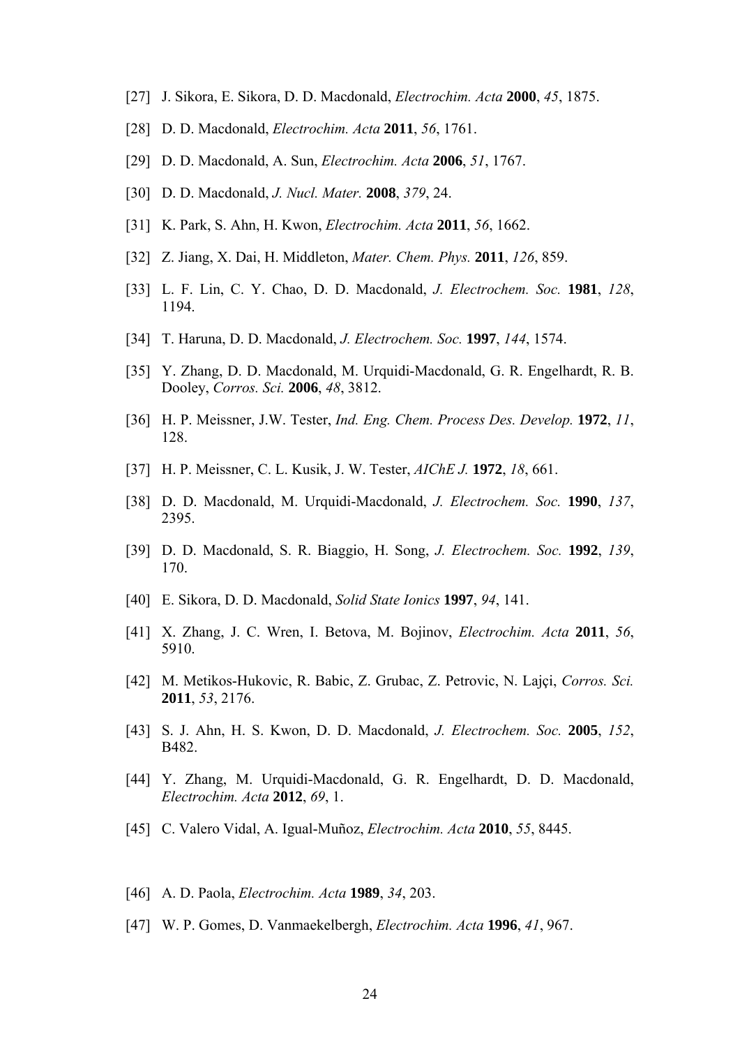[27] J. Sikora, E. Sikora, D. D. Macdonald, *Electrochim. Acta* **2000**, *45*, 1875.

[28] D. D. Macdonald, *Electrochim. Acta* **2011**, *56*, 1761.

[29] D. D. Macdonald, A. Sun, *Electrochim. Acta* **2006**, *51*, 1767.

[30] D. D. Macdonald, *J. Nucl. Mater.* **2008**, *379*, 24.

[31] K. Park, S. Ahn, H. Kwon, *Electrochim. Acta* **2011**, *56*, 1662.

[32] Z. Jiang, X. Dai, H. Middleton, *Mater. Chem. Phys.* **2011**, *126*, 859.

[33] L. F. Lin, C. Y. Chao, D. D. Macdonald, *J. Electrochem. Soc.* **1981**, *128*, 1194.

[34] T. Haruna, D. D. Macdonald, *J. Electrochem. Soc.* **1997**, *144*, 1574.

[35] Y. Zhang, D. D. Macdonald, M. Urquidi-Macdonald, G. R. Engelhardt, R. B. Dooley, *Corros. Sci.* **2006**, *48*, 3812.

[36] H. P. Meissner, J.W. Tester, *Ind. Eng. Chem. Process Des. Develop.* **1972**, *11*, 128.

[37] H. P. Meissner, C. L. Kusik, J. W. Tester, *AIChE J.* **1972**, *18*, 661.

[38] D. D. Macdonald, M. Urquidi-Macdonald, *J. Electrochem. Soc.* **1990**, *137*, 2395.

[39] D. D. Macdonald, S. R. Biaggio, H. Song, *J. Electrochem. Soc.* **1992**, *139*, 170.

[40] E. Sikora, D. D. Macdonald, *Solid State Ionics* **1997**, *94*, 141.

[41] X. Zhang, J. C. Wren, I. Betova, M. Bojinov, *Electrochim. Acta* **2011**, *56*, 5910.

[42] M. Metikos-Hukovic, R. Babic, Z. Grubac, Z. Petrovic, N. Lajçi, *Corros. Sci.* **2011**, *53*, 2176.

[43] S. J. Ahn, H. S. Kwon, D. D. Macdonald, *J. Electrochem. Soc.* **2005**, *152*, B482.

[44] Y. Zhang, M. Urquidi-Macdonald, G. R. Engelhardt, D. D. Macdonald, *Electrochim. Acta* **2012**, *69*, 1.

[45] C. Valero Vidal, A. Igual-Muñoz, *Electrochim. Acta* **2010**, *55*, 8445.

[46] A. D. Paola, *Electrochim. Acta* **1989**, *34*, 203.

[47] W. P. Gomes, D. Vanmaekelbergh, *Electrochim. Acta* **1996**, *41*, 967.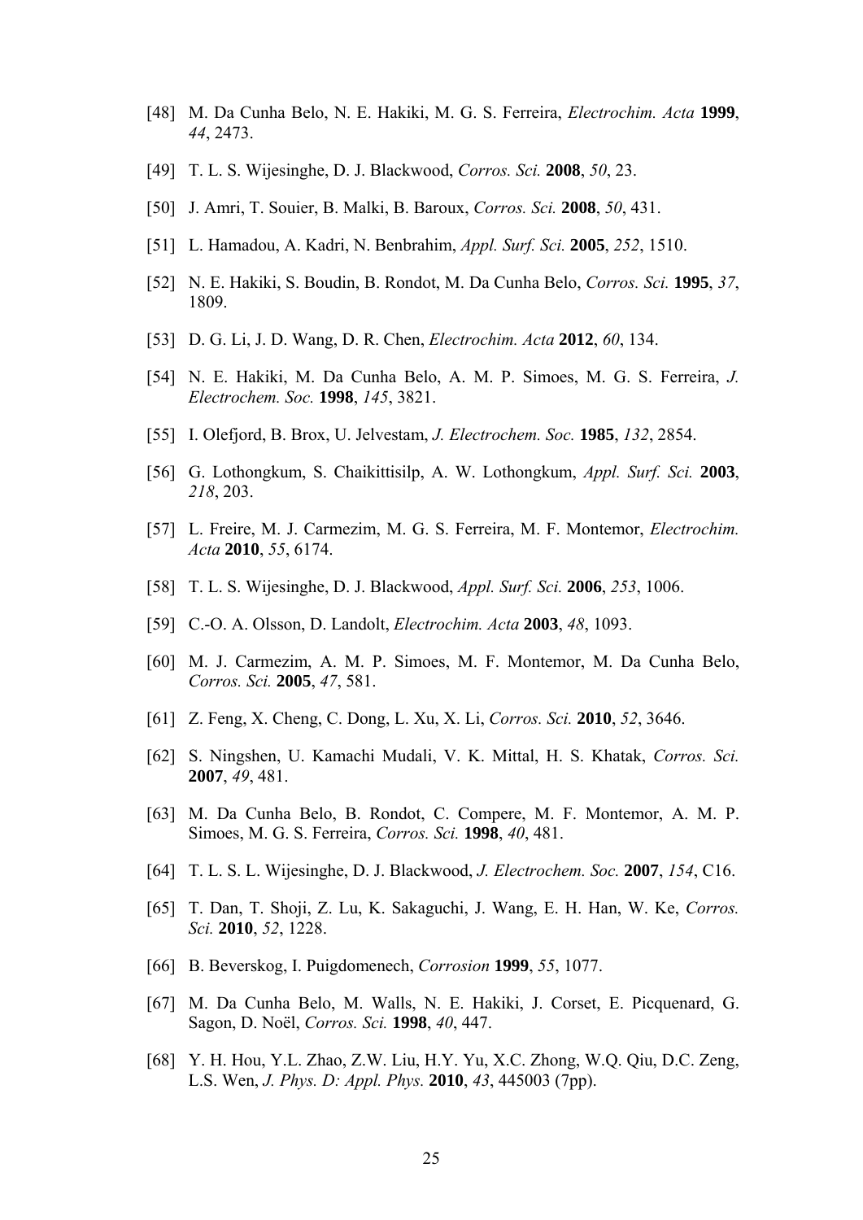[48] M. Da Cunha Belo, N. E. Hakiki, M. G. S. Ferreira, *Electrochim. Acta* **1999**, *44*, 2473.

[49] T. L. S. Wijesinghe, D. J. Blackwood, *Corros. Sci.* **2008**, *50*, 23.

[50] J. Amri, T. Souier, B. Malki, B. Baroux, *Corros. Sci.* **2008**, *50*, 431.

[51] L. Hamadou, A. Kadri, N. Benbrahim, *Appl. Surf. Sci.* **2005**, *252*, 1510.

[52] N. E. Hakiki, S. Boudin, B. Rondot, M. Da Cunha Belo, *Corros. Sci.* **1995**, *37*, 1809.

[53] D. G. Li, J. D. Wang, D. R. Chen, *Electrochim. Acta* **2012**, *60*, 134.

[54] N. E. Hakiki, M. Da Cunha Belo, A. M. P. Simoes, M. G. S. Ferreira, *J. Electrochem. Soc.* **1998**, *145*, 3821.

[55] I. Olefjord, B. Brox, U. Jelvestam, *J. Electrochem. Soc.* **1985**, *132*, 2854.

[56] G. Lothongkum, S. Chaikittisilp, A. W. Lothongkum, *Appl. Surf. Sci.* **2003**, *218*, 203.

[57] L. Freire, M. J. Carmezim, M. G. S. Ferreira, M. F. Montemor, *Electrochim. Acta* **2010**, *55*, 6174.

[58] T. L. S. Wijesinghe, D. J. Blackwood, *Appl. Surf. Sci.* **2006**, *253*, 1006.

[59] C.-O. A. Olsson, D. Landolt, *Electrochim. Acta* **2003**, *48*, 1093.

[60] M. J. Carmezim, A. M. P. Simoes, M. F. Montemor, M. Da Cunha Belo, *Corros. Sci.* **2005**, *47*, 581.

[61] Z. Feng, X. Cheng, C. Dong, L. Xu, X. Li, *Corros. Sci.* **2010**, *52*, 3646.

[62] S. Ningshen, U. Kamachi Mudali, V. K. Mittal, H. S. Khatak, *Corros. Sci.* **2007**, *49*, 481.

[63] M. Da Cunha Belo, B. Rondot, C. Compere, M. F. Montemor, A. M. P. Simoes, M. G. S. Ferreira, *Corros. Sci.* **1998**, *40*, 481.

[64] T. L. S. L. Wijesinghe, D. J. Blackwood, *J. Electrochem. Soc.* **2007**, *154*, C16.

[65] T. Dan, T. Shoji, Z. Lu, K. Sakaguchi, J. Wang, E. H. Han, W. Ke, *Corros. Sci.* **2010**, *52*, 1228.

[66] B. Beverskog, I. Puigdomenech, *Corrosion* **1999**, *55*, 1077.

[67] M. Da Cunha Belo, M. Walls, N. E. Hakiki, J. Corset, E. Picquenard, G. Sagon, D. Noël, *Corros. Sci.* **1998**, *40*, 447.

[68] Y. H. Hou, Y.L. Zhao, Z.W. Liu, H.Y. Yu, X.C. Zhong, W.Q. Qiu, D.C. Zeng, L.S. Wen, *J. Phys. D: Appl. Phys.* **2010**, *43*, 445003 (7pp).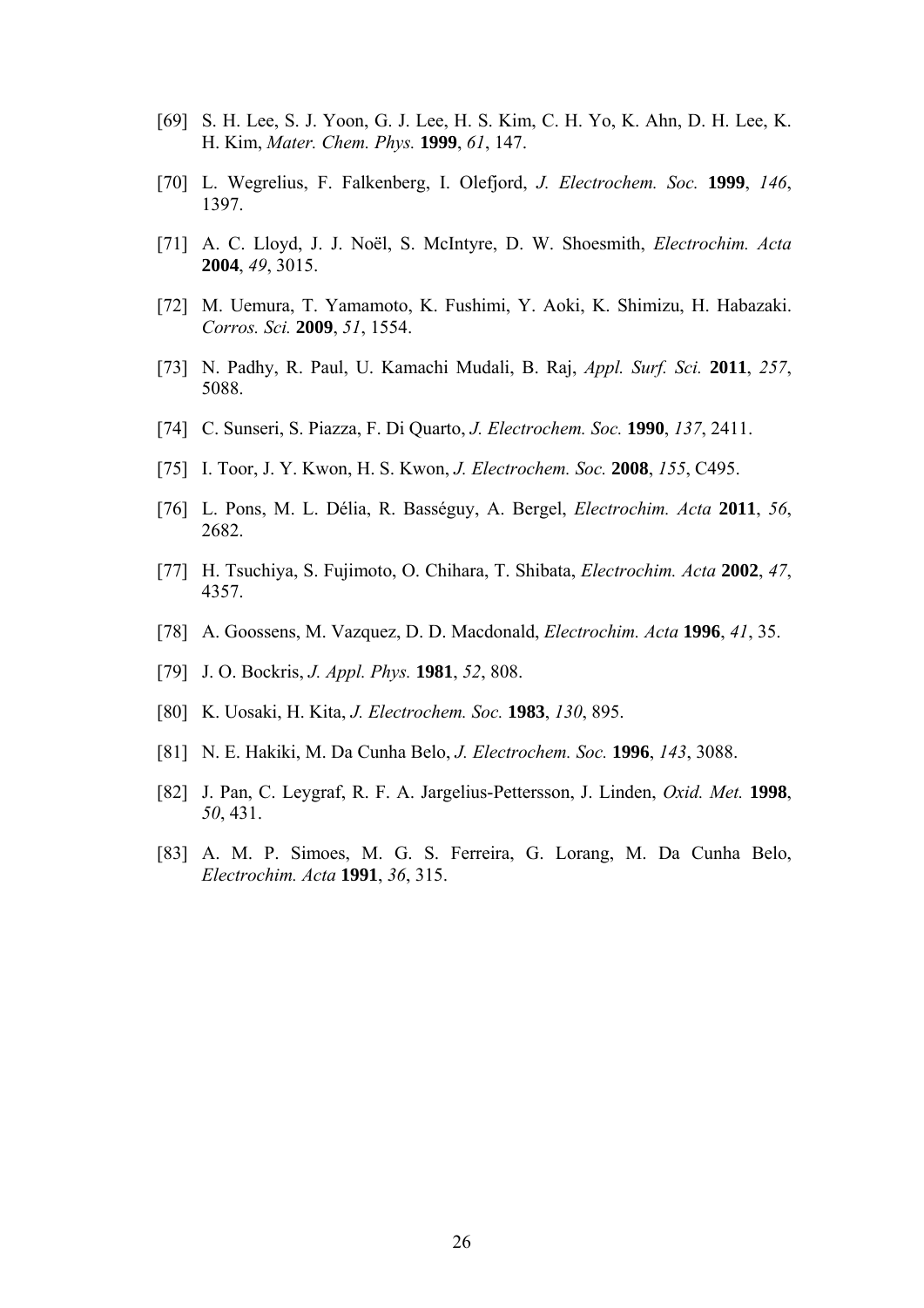[69] S. H. Lee, S. J. Yoon, G. J. Lee, H. S. Kim, C. H. Yo, K. Ahn, D. H. Lee, K. H. Kim, *Mater. Chem. Phys.* **1999**, *61*, 147.

[70] L. Wegrelius, F. Falkenberg, I. Olefjord, *J. Electrochem. Soc.* **1999**, *146*, 1397.

[71] A. C. Lloyd, J. J. Noël, S. McIntyre, D. W. Shoesmith, *Electrochim. Acta* **2004**, *49*, 3015.

[72] M. Uemura, T. Yamamoto, K. Fushimi, Y. Aoki, K. Shimizu, H. Habazaki. *Corros. Sci.* **2009**, *51*, 1554.

[73] N. Padhy, R. Paul, U. Kamachi Mudali, B. Raj, *Appl. Surf. Sci.* **2011**, *257*, 5088.

[74] C. Sunseri, S. Piazza, F. Di Quarto, *J. Electrochem. Soc.* **1990**, *137*, 2411.

[75] I. Toor, J. Y. Kwon, H. S. Kwon, *J. Electrochem. Soc.* **2008**, *155*, C495.

[76] L. Pons, M. L. Délia, R. Basséguy, A. Bergel, *Electrochim. Acta* **2011**, *56*, 2682.

[77] H. Tsuchiya, S. Fujimoto, O. Chihara, T. Shibata, *Electrochim. Acta* **2002**, *47*, 4357.

[78] A. Goossens, M. Vazquez, D. D. Macdonald, *Electrochim. Acta* **1996**, *41*, 35.

[79] J. O. Bockris, *J. Appl. Phys.* **1981**, *52*, 808.

[80] K. Uosaki, H. Kita, *J. Electrochem. Soc.* **1983**, *130*, 895.

[81] N. E. Hakiki, M. Da Cunha Belo, *J. Electrochem. Soc.* **1996**, *143*, 3088.

[82] J. Pan, C. Leygraf, R. F. A. Jargelius-Pettersson, J. Linden, *Oxid. Met.* **1998**, *50*, 431.

[83] A. M. P. Simoes, M. G. S. Ferreira, G. Lorang, M. Da Cunha Belo, *Electrochim. Acta* **1991**, *36*, 315.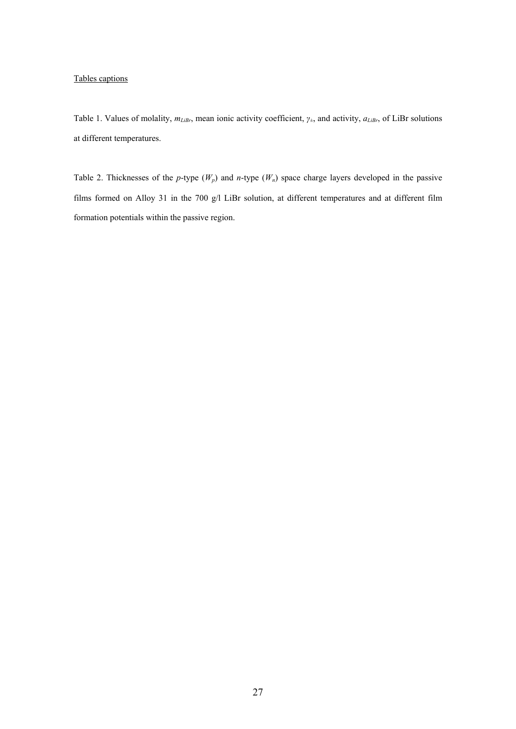Tables captions

Table 1. Values of molality, $m_{LiBr}$, mean ionic activity coefficient, $\gamma_{\pm}$, and activity, $a_{LiBr}$, of LiBr solutions at different temperatures.

Table 2. Thicknesses of the *p*-type ($W_p$) and *n*-type ($W_n$) space charge layers developed in the passive films formed on Alloy 31 in the 700 g/l LiBr solution, at different temperatures and at different film formation potentials within the passive region.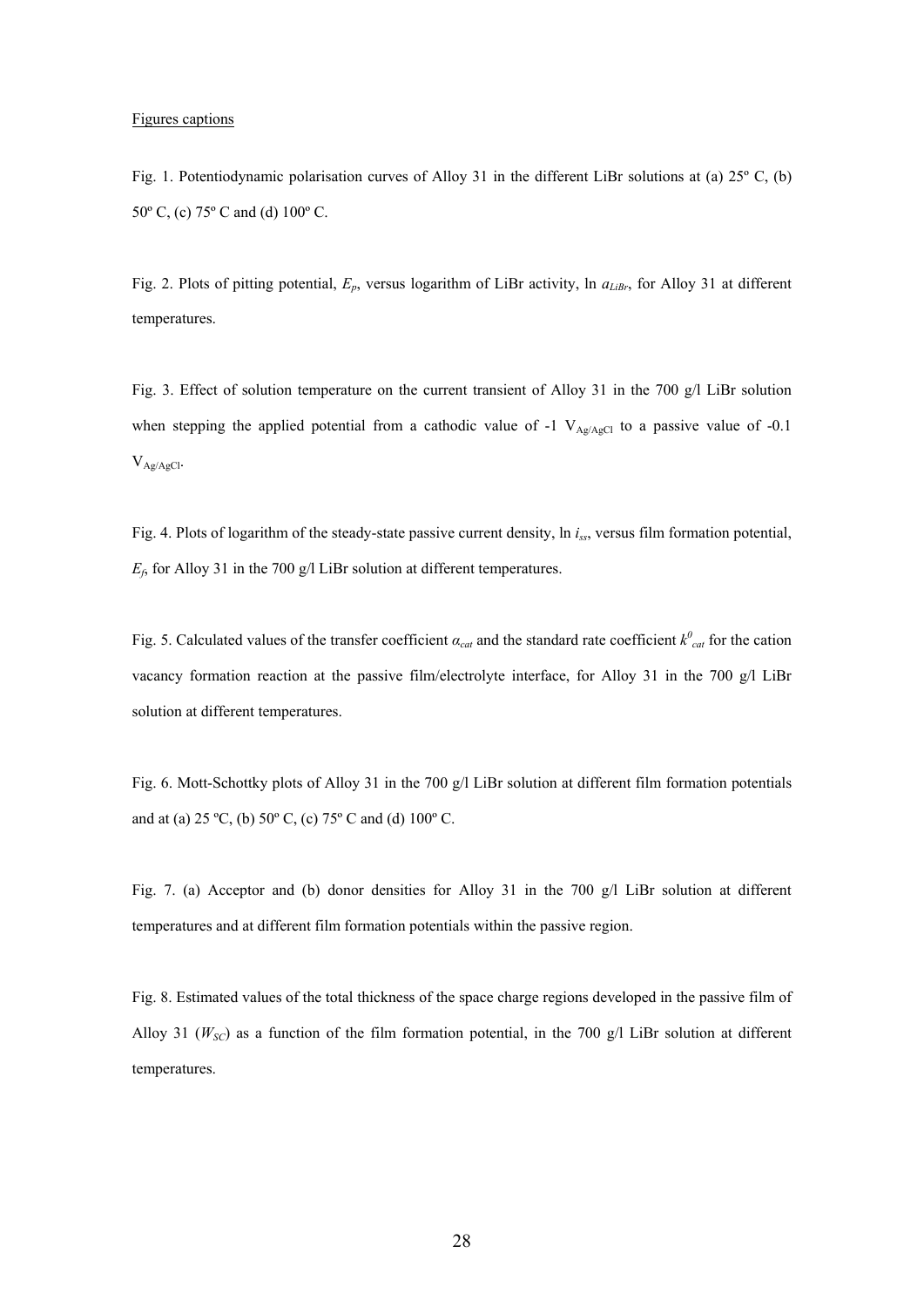Figures captions

Fig. 1. Potentiodynamic polarisation curves of Alloy 31 in the different LiBr solutions at (a) 25º C, (b) 50º C, (c) 75º C and (d) 100º C.

Fig. 2. Plots of pitting potential, $E_p$, versus logarithm of LiBr activity, ln $a_{LiBr}$, for Alloy 31 at different temperatures.

Fig. 3. Effect of solution temperature on the current transient of Alloy 31 in the 700 g/l LiBr solution when stepping the applied potential from a cathodic value of -1 $V_{Ag/AgCl}$ to a passive value of -0.1 $V_{Ag/AgCl}$.

Fig. 4. Plots of logarithm of the steady-state passive current density, ln $i_{ss}$, versus film formation potential, $E_f$, for Alloy 31 in the 700 g/l LiBr solution at different temperatures.

Fig. 5. Calculated values of the transfer coefficient $\alpha_{cat}$ and the standard rate coefficient $k^0_{cat}$ for the cation vacancy formation reaction at the passive film/electrolyte interface, for Alloy 31 in the 700 g/l LiBr solution at different temperatures.

Fig. 6. Mott-Schottky plots of Alloy 31 in the 700 g/l LiBr solution at different film formation potentials and at (a) 25 ºC, (b) 50º C, (c) 75º C and (d) 100º C.

Fig. 7. (a) Acceptor and (b) donor densities for Alloy 31 in the 700 g/l LiBr solution at different temperatures and at different film formation potentials within the passive region.

Fig. 8. Estimated values of the total thickness of the space charge regions developed in the passive film of Alloy 31 ($W_{SC}$) as a function of the film formation potential, in the 700 g/l LiBr solution at different temperatures.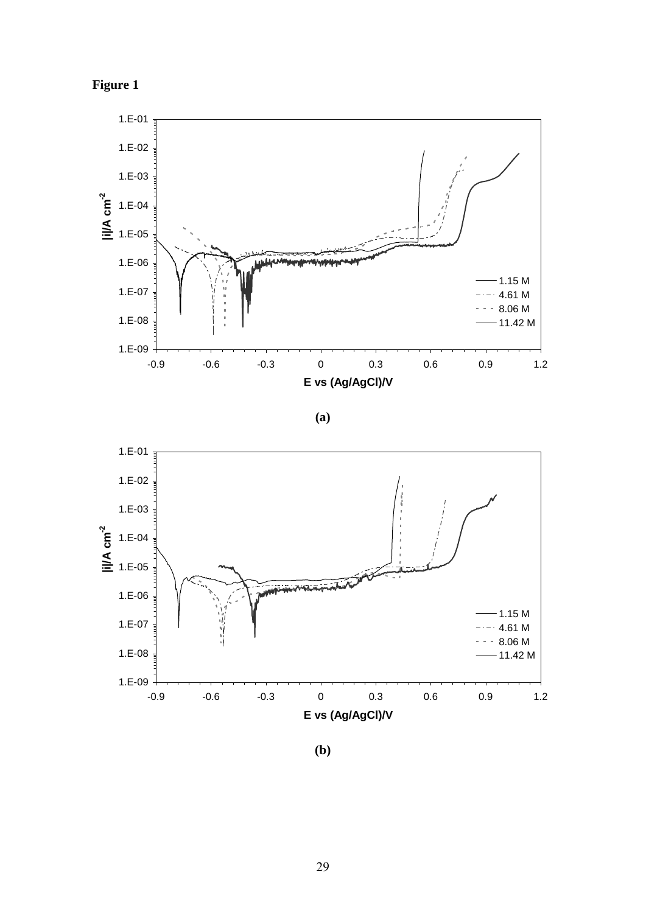**Figure 1**

**(a)**

**(b)**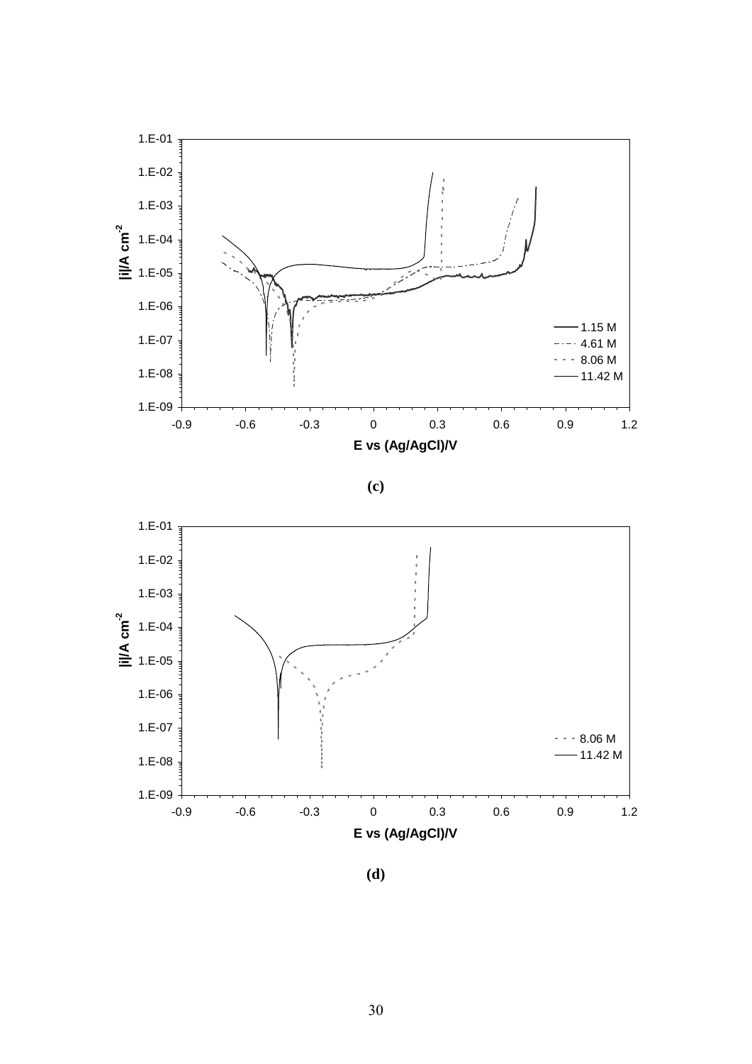(c)

(d)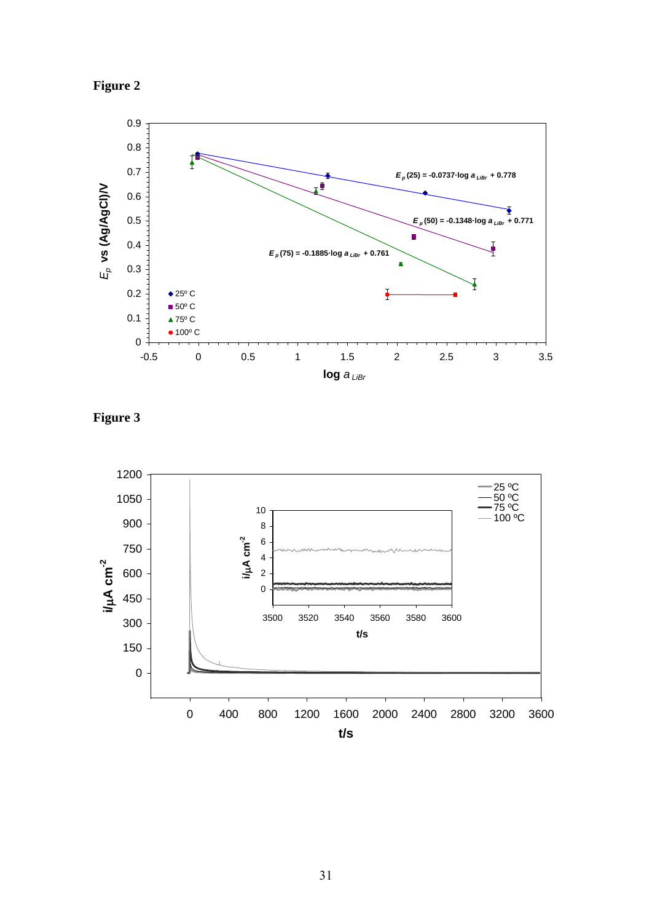**Figure 2**

**Figure 3**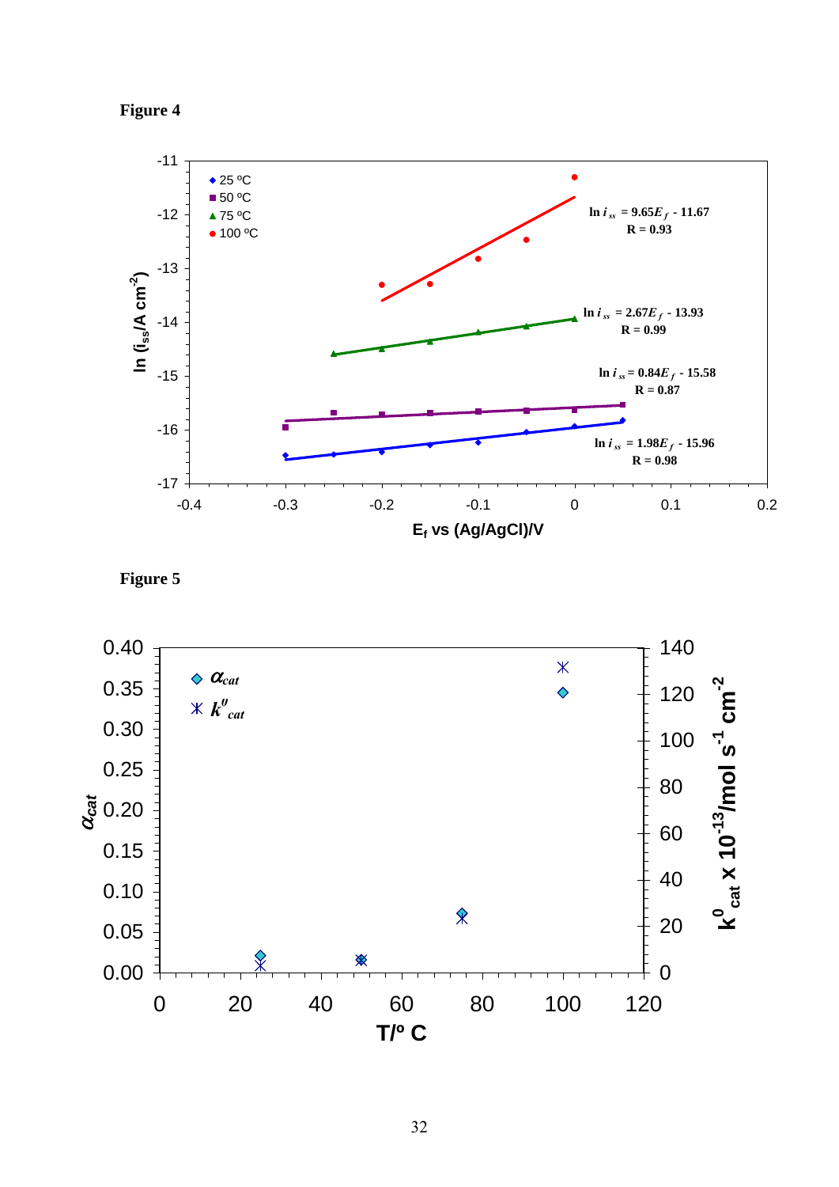**Figure 4**

**Figure 5**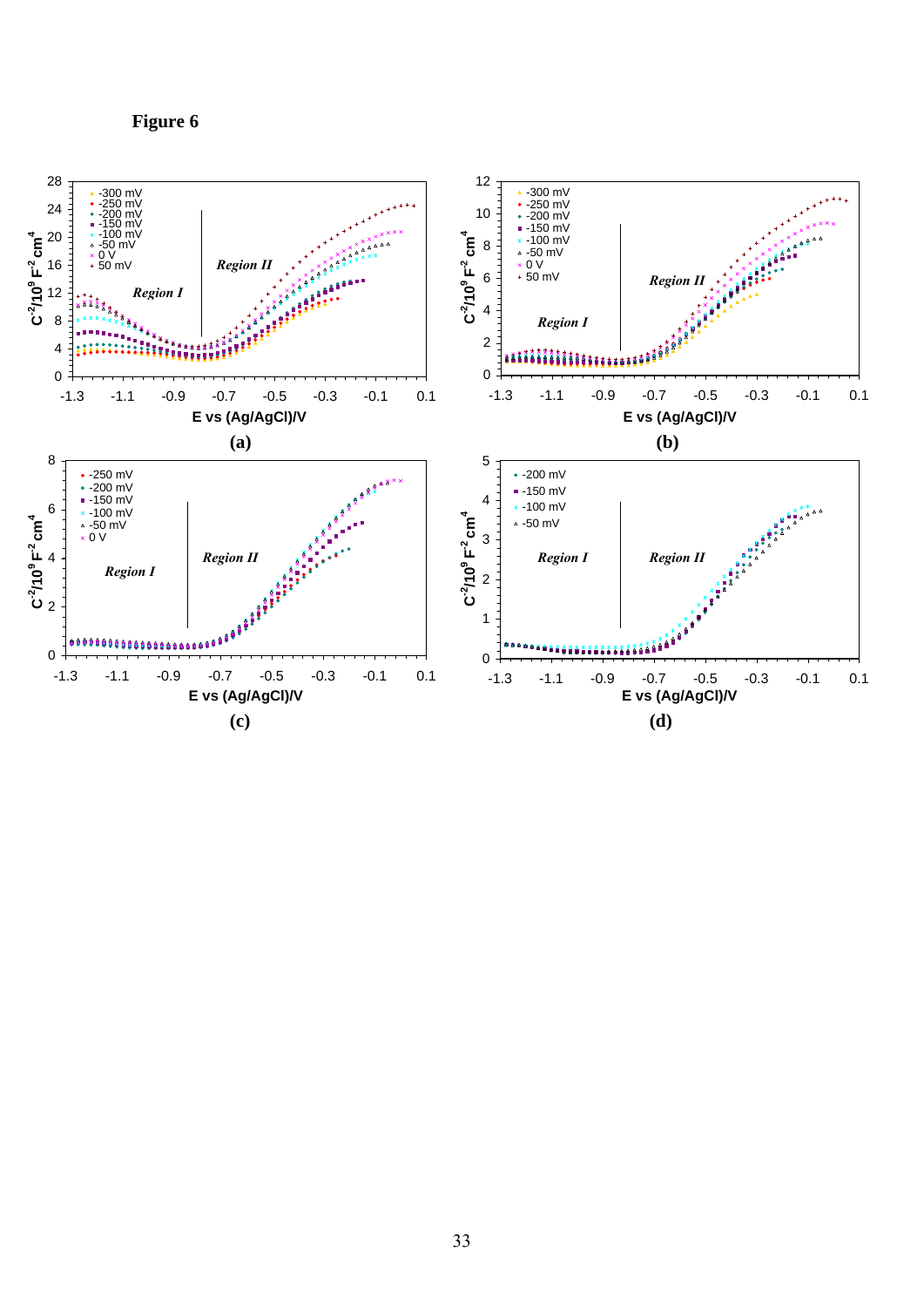**Figure 6**

(a)

(b)

(c)

(d)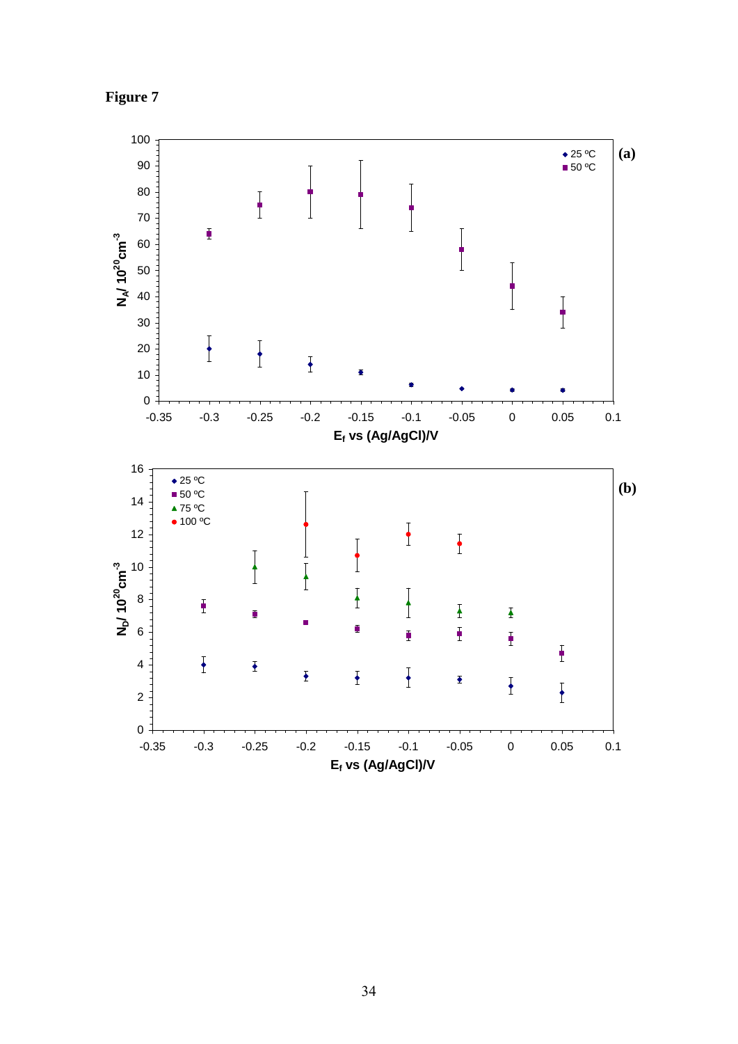**Figure 7**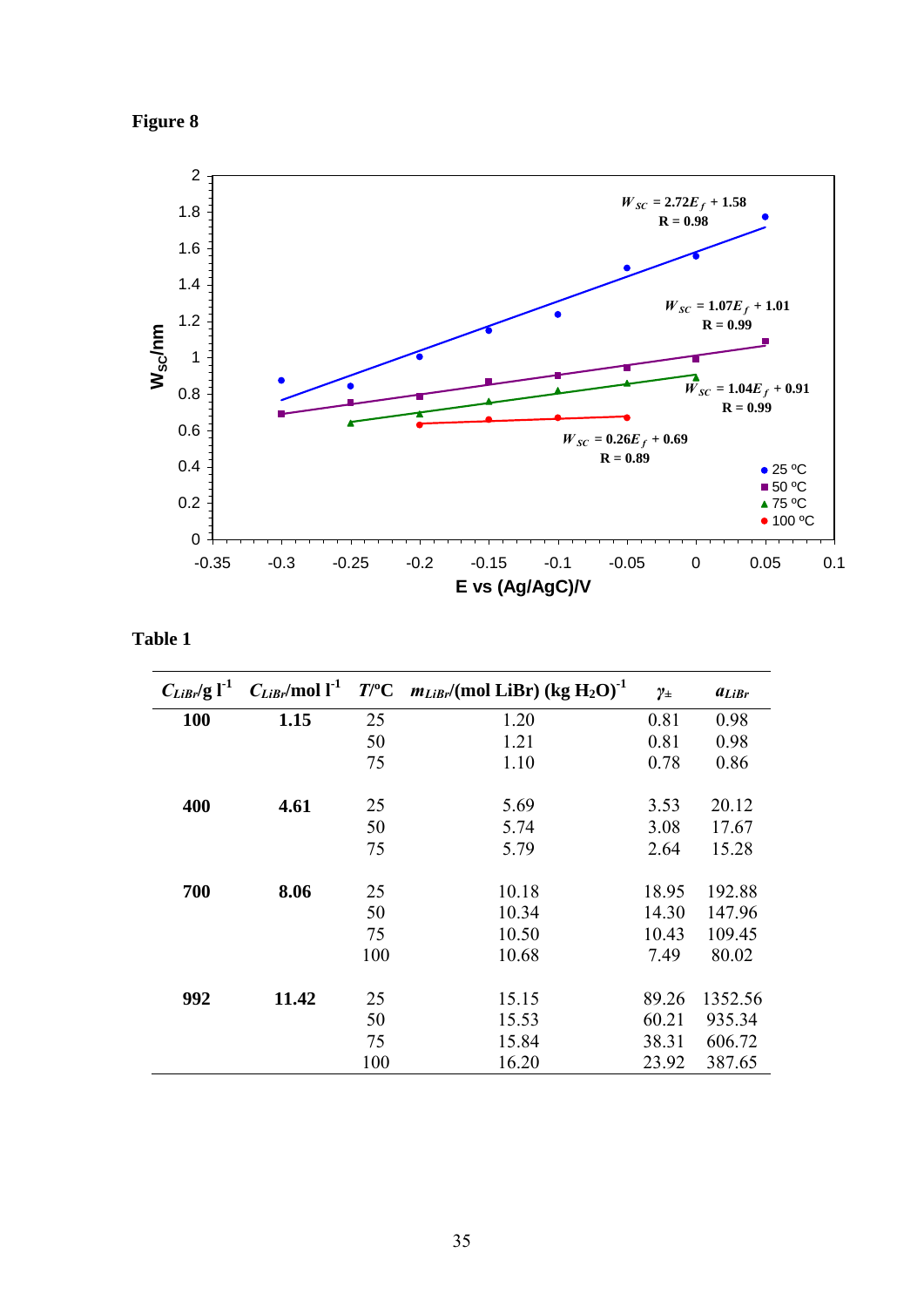**Figure 8**

**Table 1**

| $C_{LiBr}$/g l$^{-1}$ | $C_{LiBr}$/mol l$^{-1}$ | $T$/°C | $m_{LiBr}$/(mol LiBr) (kg $H_2O$)$^{-1}$ | $\gamma_{\pm}$ | $a_{LiBr}$ |
|---|---|---|---|---|---|
| **100** | **1.15** | 25 | 1.20 | 0.81 | 0.98 |
| | | 50 | 1.21 | 0.81 | 0.98 |
| | | 75 | 1.10 | 0.78 | 0.86 |
| **400** | **4.61** | 25 | 5.69 | 3.53 | 20.12 |
| | | 50 | 5.74 | 3.08 | 17.67 |
| | | 75 | 5.79 | 2.64 | 15.28 |
| **700** | **8.06** | 25 | 10.18 | 18.95 | 192.88 |
| | | 50 | 10.34 | 14.30 | 147.96 |
| | | 75 | 10.50 | 10.43 | 109.45 |
| | | 100 | 10.68 | 7.49 | 80.02 |
| **992** | **11.42** | 25 | 15.15 | 89.26 | 1352.56 |
| | | 50 | 15.53 | 60.21 | 935.34 |
| | | 75 | 15.84 | 38.31 | 606.72 |
| | | 100 | 16.20 | 23.92 | 387.65 |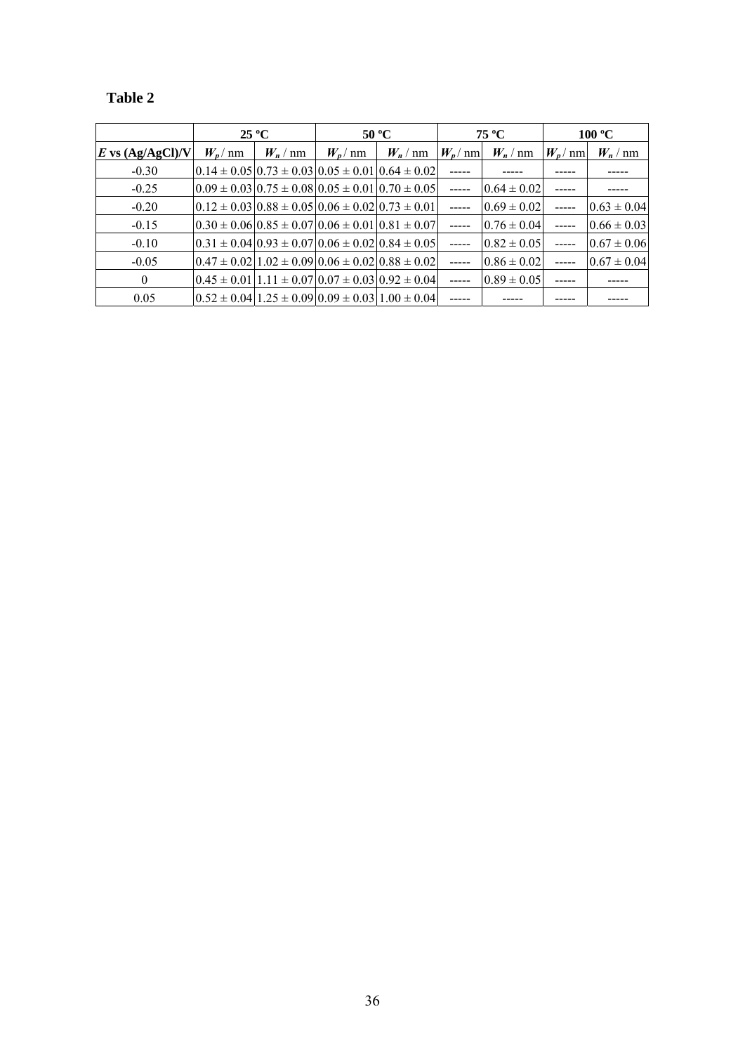**Table 2**

| | 25 ºC | | 50 ºC | | 75 ºC | | 100 ºC | |
|---|---|---|---|---|---|---|---|---|
| ***E* vs (Ag/AgCl)/V** | $W_p$ / nm | $W_n$ / nm | $W_p$ / nm | $W_n$ / nm | $W_p$ / nm | $W_n$ / nm | $W_p$ / nm | $W_n$ / nm |
| -0.30 | 0.14 ± 0.05 | 0.73 ± 0.03 | 0.05 ± 0.01 | 0.64 ± 0.02 | ----- | ----- | ----- | ----- |
| -0.25 | 0.09 ± 0.03 | 0.75 ± 0.08 | 0.05 ± 0.01 | 0.70 ± 0.05 | ----- | 0.64 ± 0.02 | ----- | ----- |
| -0.20 | 0.12 ± 0.03 | 0.88 ± 0.05 | 0.06 ± 0.02 | 0.73 ± 0.01 | ----- | 0.69 ± 0.02 | ----- | 0.63 ± 0.04 |
| -0.15 | 0.30 ± 0.06 | 0.85 ± 0.07 | 0.06 ± 0.01 | 0.81 ± 0.07 | ----- | 0.76 ± 0.04 | ----- | 0.66 ± 0.03 |
| -0.10 | 0.31 ± 0.04 | 0.93 ± 0.07 | 0.06 ± 0.02 | 0.84 ± 0.05 | ----- | 0.82 ± 0.05 | ----- | 0.67 ± 0.06 |
| -0.05 | 0.47 ± 0.02 | 1.02 ± 0.09 | 0.06 ± 0.02 | 0.88 ± 0.02 | ----- | 0.86 ± 0.02 | ----- | 0.67 ± 0.04 |
| 0 | 0.45 ± 0.01 | 1.11 ± 0.07 | 0.07 ± 0.03 | 0.92 ± 0.04 | ----- | 0.89 ± 0.05 | ----- | ----- |
| 0.05 | 0.52 ± 0.04 | 1.25 ± 0.09 | 0.09 ± 0.03 | 1.00 ± 0.04 | ----- | ----- | ----- | ----- |